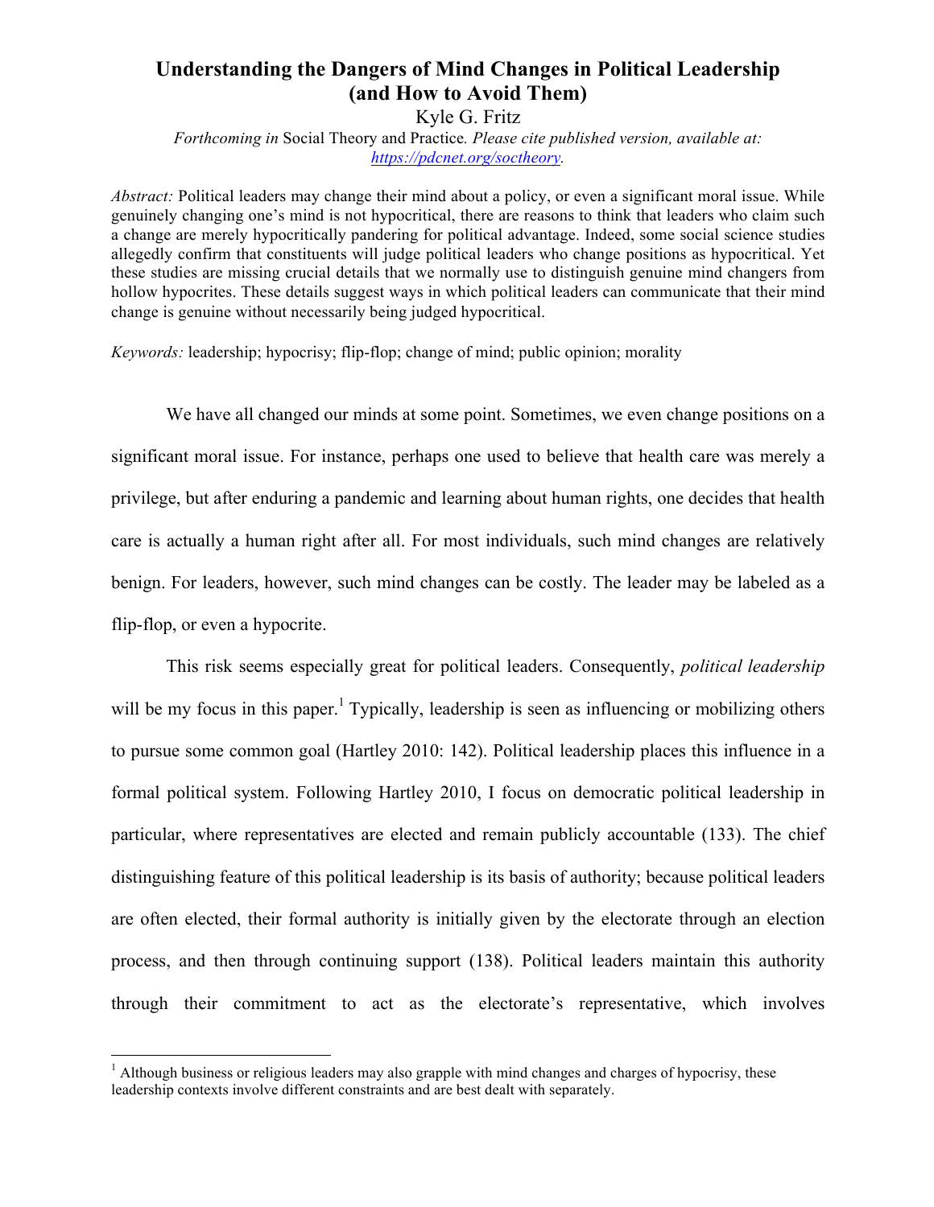# Understanding the Dangers of Mind Changes in Political Leadership (and How to Avoid Them)

Kyle G. Fritz

*Forthcoming in* Social Theory and Practice*. Please cite published version, available at: https://pdcnet.org/soctheory.*

*Abstract:* Political leaders may change their mind about a policy, or even a significant moral issue. While genuinely changing one's mind is not hypocritical, there are reasons to think that leaders who claim such a change are merely hypocritically pandering for political advantage. Indeed, some social science studies allegedly confirm that constituents will judge political leaders who change positions as hypocritical. Yet these studies are missing crucial details that we normally use to distinguish genuine mind changers from hollow hypocrites. These details suggest ways in which political leaders can communicate that their mind change is genuine without necessarily being judged hypocritical.

*Keywords:* leadership; hypocrisy; flip-flop; change of mind; public opinion; morality

We have all changed our minds at some point. Sometimes, we even change positions on a significant moral issue. For instance, perhaps one used to believe that health care was merely a privilege, but after enduring a pandemic and learning about human rights, one decides that health care is actually a human right after all. For most individuals, such mind changes are relatively benign. For leaders, however, such mind changes can be costly. The leader may be labeled as a flip-flop, or even a hypocrite.

This risk seems especially great for political leaders. Consequently, *political leadership* will be my focus in this paper.[1] Typically, leadership is seen as influencing or mobilizing others to pursue some common goal (Hartley 2010: 142). Political leadership places this influence in a formal political system. Following Hartley 2010, I focus on democratic political leadership in particular, where representatives are elected and remain publicly accountable (133). The chief distinguishing feature of this political leadership is its basis of authority; because political leaders are often elected, their formal authority is initially given by the electorate through an election process, and then through continuing support (138). Political leaders maintain this authority through their commitment to act as the electorate's representative, which involves

[1] Although business or religious leaders may also grapple with mind changes and charges of hypocrisy, these leadership contexts involve different constraints and are best dealt with separately.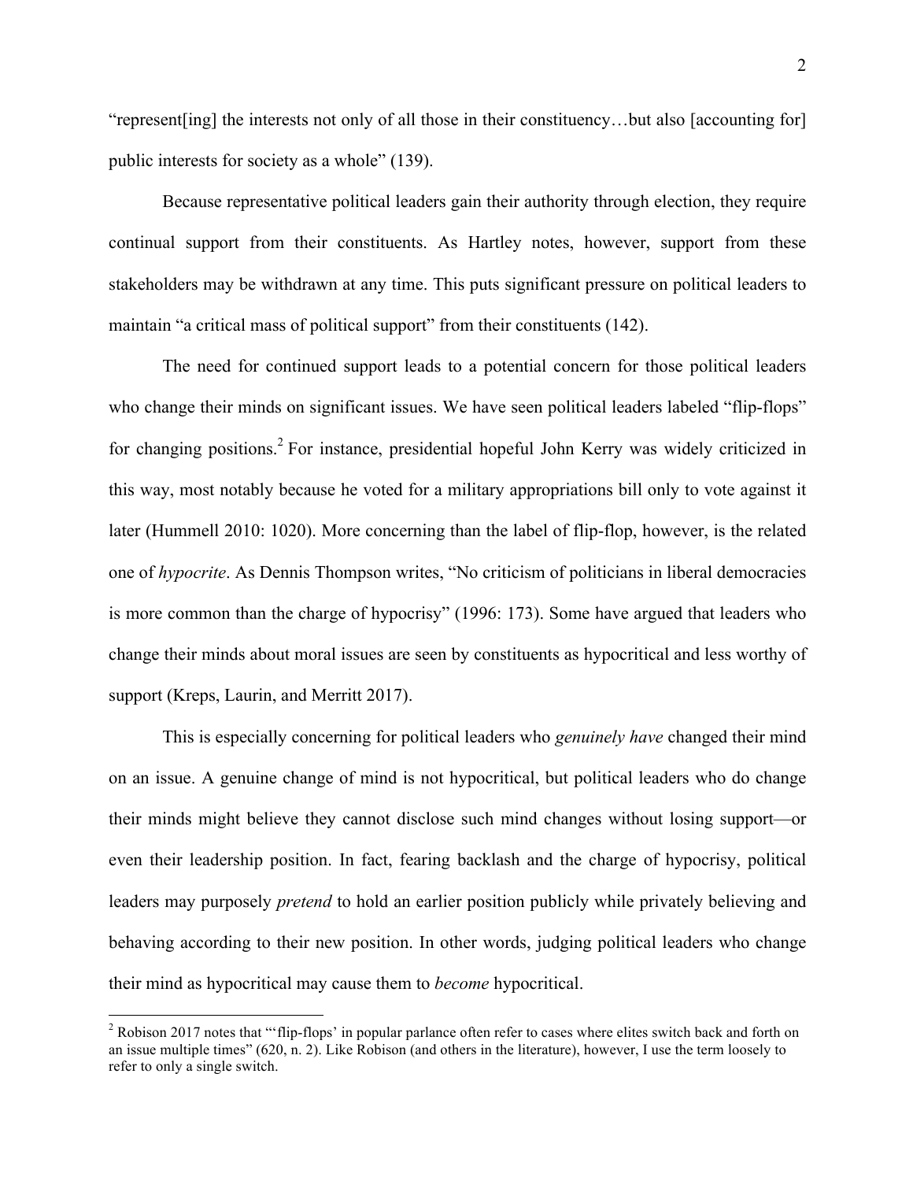"represent[ing] the interests not only of all those in their constituency…but also [accounting for] public interests for society as a whole" (139).

Because representative political leaders gain their authority through election, they require continual support from their constituents. As Hartley notes, however, support from these stakeholders may be withdrawn at any time. This puts significant pressure on political leaders to maintain "a critical mass of political support" from their constituents (142).

The need for continued support leads to a potential concern for those political leaders who change their minds on significant issues. We have seen political leaders labeled "flip-flops" for changing positions.[2] For instance, presidential hopeful John Kerry was widely criticized in this way, most notably because he voted for a military appropriations bill only to vote against it later (Hummell 2010: 1020). More concerning than the label of flip-flop, however, is the related one of *hypocrite*. As Dennis Thompson writes, "No criticism of politicians in liberal democracies is more common than the charge of hypocrisy" (1996: 173). Some have argued that leaders who change their minds about moral issues are seen by constituents as hypocritical and less worthy of support (Kreps, Laurin, and Merritt 2017).

This is especially concerning for political leaders who *genuinely have* changed their mind on an issue. A genuine change of mind is not hypocritical, but political leaders who do change their minds might believe they cannot disclose such mind changes without losing support—or even their leadership position. In fact, fearing backlash and the charge of hypocrisy, political leaders may purposely *pretend* to hold an earlier position publicly while privately believing and behaving according to their new position. In other words, judging political leaders who change their mind as hypocritical may cause them to *become* hypocritical.

[2] Robison 2017 notes that "'flip-flops' in popular parlance often refer to cases where elites switch back and forth on an issue multiple times" (620, n. 2). Like Robison (and others in the literature), however, I use the term loosely to refer to only a single switch.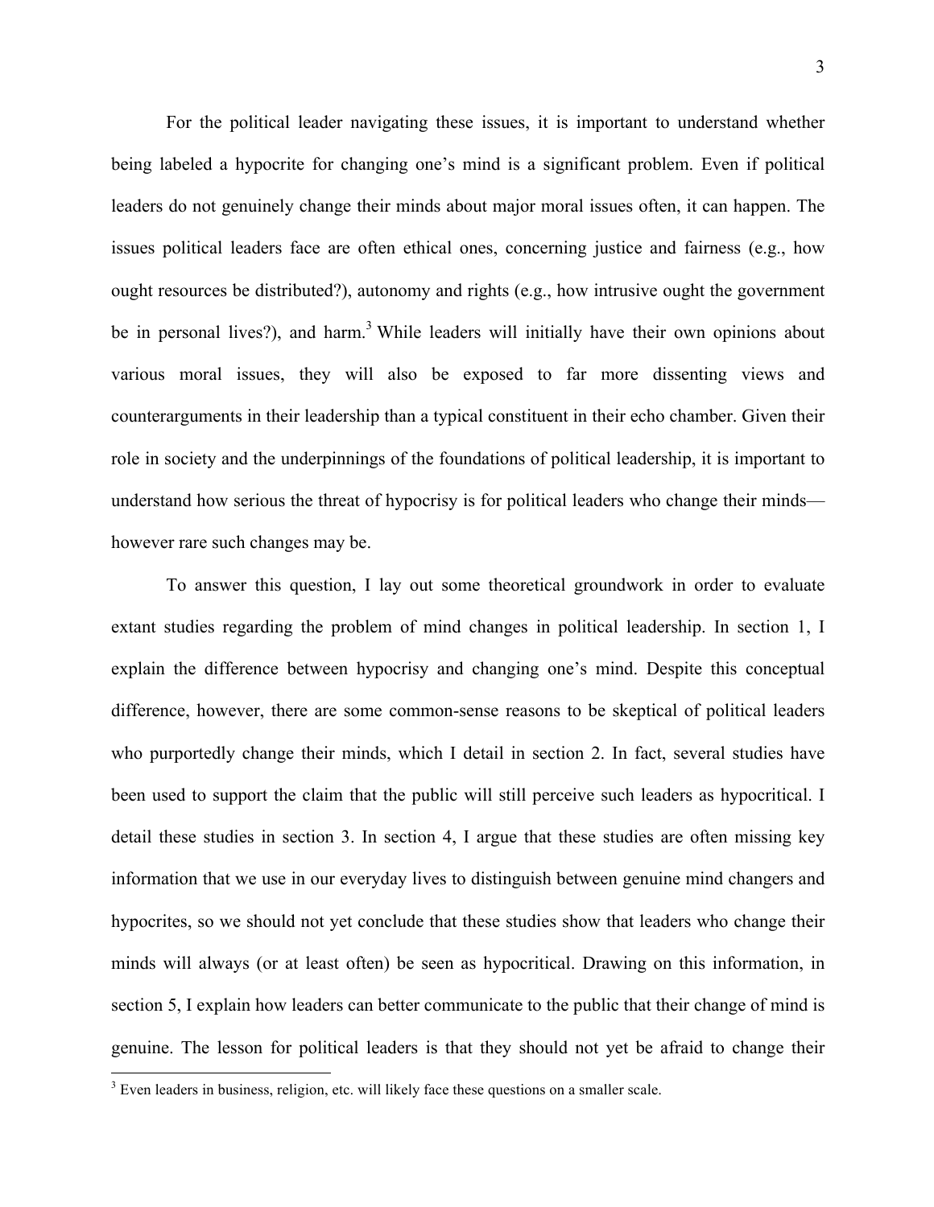For the political leader navigating these issues, it is important to understand whether being labeled a hypocrite for changing one's mind is a significant problem. Even if political leaders do not genuinely change their minds about major moral issues often, it can happen. The issues political leaders face are often ethical ones, concerning justice and fairness (e.g., how ought resources be distributed?), autonomy and rights (e.g., how intrusive ought the government be in personal lives?), and harm.[3] While leaders will initially have their own opinions about various moral issues, they will also be exposed to far more dissenting views and counterarguments in their leadership than a typical constituent in their echo chamber. Given their role in society and the underpinnings of the foundations of political leadership, it is important to understand how serious the threat of hypocrisy is for political leaders who change their minds—however rare such changes may be.

To answer this question, I lay out some theoretical groundwork in order to evaluate extant studies regarding the problem of mind changes in political leadership. In section 1, I explain the difference between hypocrisy and changing one's mind. Despite this conceptual difference, however, there are some common-sense reasons to be skeptical of political leaders who purportedly change their minds, which I detail in section 2. In fact, several studies have been used to support the claim that the public will still perceive such leaders as hypocritical. I detail these studies in section 3. In section 4, I argue that these studies are often missing key information that we use in our everyday lives to distinguish between genuine mind changers and hypocrites, so we should not yet conclude that these studies show that leaders who change their minds will always (or at least often) be seen as hypocritical. Drawing on this information, in section 5, I explain how leaders can better communicate to the public that their change of mind is genuine. The lesson for political leaders is that they should not yet be afraid to change their

[3] Even leaders in business, religion, etc. will likely face these questions on a smaller scale.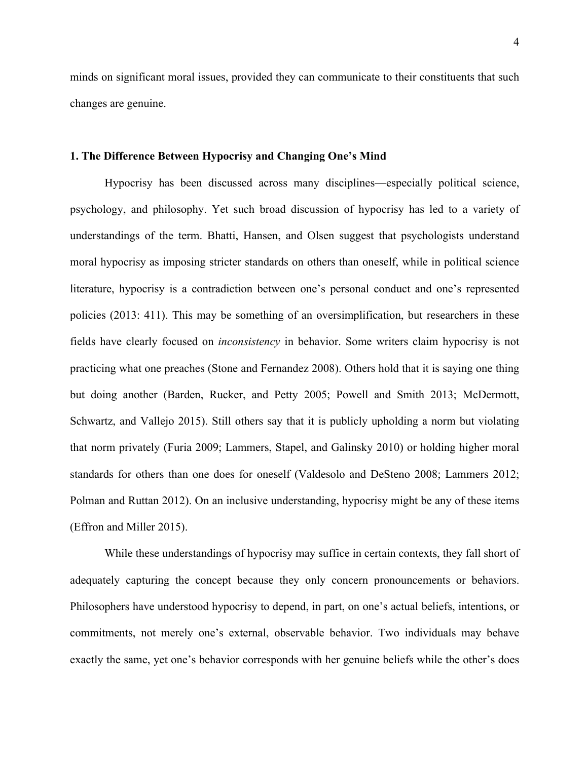minds on significant moral issues, provided they can communicate to their constituents that such changes are genuine.

## 1. The Difference Between Hypocrisy and Changing One's Mind

Hypocrisy has been discussed across many disciplines—especially political science, psychology, and philosophy. Yet such broad discussion of hypocrisy has led to a variety of understandings of the term. Bhatti, Hansen, and Olsen suggest that psychologists understand moral hypocrisy as imposing stricter standards on others than oneself, while in political science literature, hypocrisy is a contradiction between one's personal conduct and one's represented policies (2013: 411). This may be something of an oversimplification, but researchers in these fields have clearly focused on *inconsistency* in behavior. Some writers claim hypocrisy is not practicing what one preaches (Stone and Fernandez 2008). Others hold that it is saying one thing but doing another (Barden, Rucker, and Petty 2005; Powell and Smith 2013; McDermott, Schwartz, and Vallejo 2015). Still others say that it is publicly upholding a norm but violating that norm privately (Furia 2009; Lammers, Stapel, and Galinsky 2010) or holding higher moral standards for others than one does for oneself (Valdesolo and DeSteno 2008; Lammers 2012; Polman and Ruttan 2012). On an inclusive understanding, hypocrisy might be any of these items (Effron and Miller 2015).

While these understandings of hypocrisy may suffice in certain contexts, they fall short of adequately capturing the concept because they only concern pronouncements or behaviors. Philosophers have understood hypocrisy to depend, in part, on one's actual beliefs, intentions, or commitments, not merely one's external, observable behavior. Two individuals may behave exactly the same, yet one's behavior corresponds with her genuine beliefs while the other's does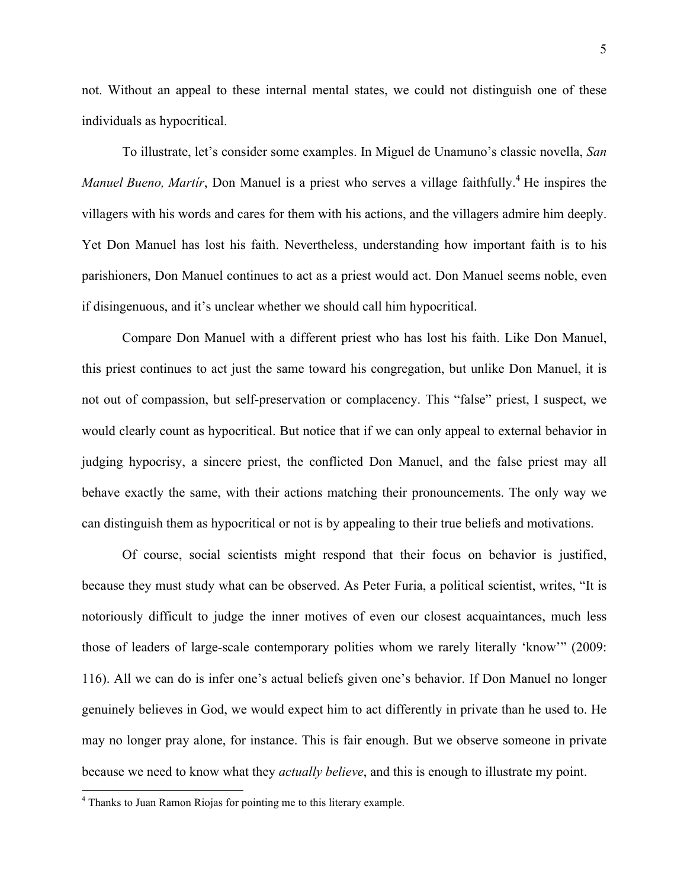not. Without an appeal to these internal mental states, we could not distinguish one of these individuals as hypocritical.

To illustrate, let's consider some examples. In Miguel de Unamuno's classic novella, *San Manuel Bueno, Martír*, Don Manuel is a priest who serves a village faithfully.[4] He inspires the villagers with his words and cares for them with his actions, and the villagers admire him deeply. Yet Don Manuel has lost his faith. Nevertheless, understanding how important faith is to his parishioners, Don Manuel continues to act as a priest would act. Don Manuel seems noble, even if disingenuous, and it's unclear whether we should call him hypocritical.

Compare Don Manuel with a different priest who has lost his faith. Like Don Manuel, this priest continues to act just the same toward his congregation, but unlike Don Manuel, it is not out of compassion, but self-preservation or complacency. This "false" priest, I suspect, we would clearly count as hypocritical. But notice that if we can only appeal to external behavior in judging hypocrisy, a sincere priest, the conflicted Don Manuel, and the false priest may all behave exactly the same, with their actions matching their pronouncements. The only way we can distinguish them as hypocritical or not is by appealing to their true beliefs and motivations.

Of course, social scientists might respond that their focus on behavior is justified, because they must study what can be observed. As Peter Furia, a political scientist, writes, "It is notoriously difficult to judge the inner motives of even our closest acquaintances, much less those of leaders of large-scale contemporary polities whom we rarely literally 'know'" (2009: 116). All we can do is infer one's actual beliefs given one's behavior. If Don Manuel no longer genuinely believes in God, we would expect him to act differently in private than he used to. He may no longer pray alone, for instance. This is fair enough. But we observe someone in private because we need to know what they *actually believe*, and this is enough to illustrate my point.

[4] Thanks to Juan Ramon Riojas for pointing me to this literary example.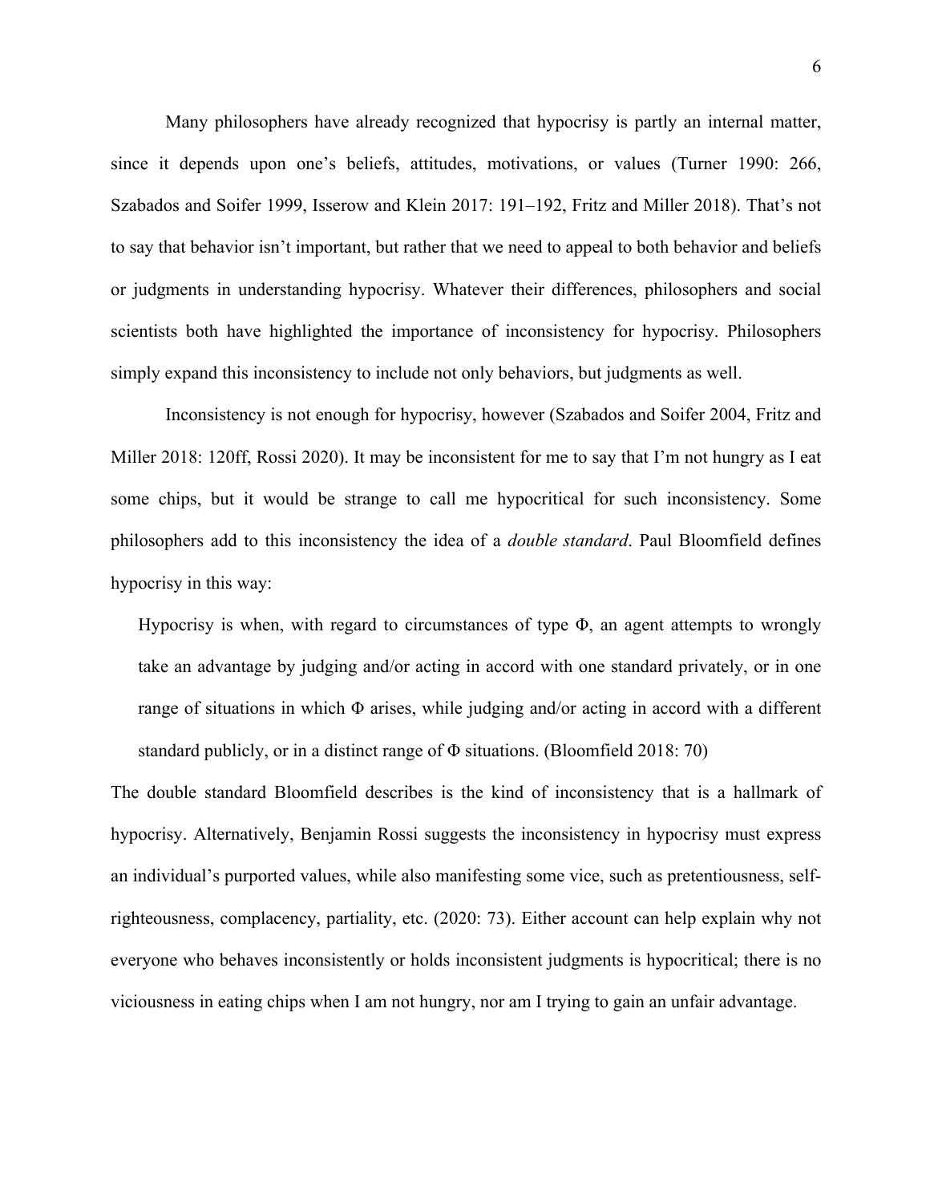Many philosophers have already recognized that hypocrisy is partly an internal matter, since it depends upon one's beliefs, attitudes, motivations, or values (Turner 1990: 266, Szabados and Soifer 1999, Isserow and Klein 2017: 191–192, Fritz and Miller 2018). That's not to say that behavior isn't important, but rather that we need to appeal to both behavior and beliefs or judgments in understanding hypocrisy. Whatever their differences, philosophers and social scientists both have highlighted the importance of inconsistency for hypocrisy. Philosophers simply expand this inconsistency to include not only behaviors, but judgments as well.

Inconsistency is not enough for hypocrisy, however (Szabados and Soifer 2004, Fritz and Miller 2018: 120ff, Rossi 2020). It may be inconsistent for me to say that I'm not hungry as I eat some chips, but it would be strange to call me hypocritical for such inconsistency. Some philosophers add to this inconsistency the idea of a *double standard*. Paul Bloomfield defines hypocrisy in this way:

> Hypocrisy is when, with regard to circumstances of type Φ, an agent attempts to wrongly take an advantage by judging and/or acting in accord with one standard privately, or in one range of situations in which Φ arises, while judging and/or acting in accord with a different standard publicly, or in a distinct range of Φ situations. (Bloomfield 2018: 70)

The double standard Bloomfield describes is the kind of inconsistency that is a hallmark of hypocrisy. Alternatively, Benjamin Rossi suggests the inconsistency in hypocrisy must express an individual's purported values, while also manifesting some vice, such as pretentiousness, self-righteousness, complacency, partiality, etc. (2020: 73). Either account can help explain why not everyone who behaves inconsistently or holds inconsistent judgments is hypocritical; there is no viciousness in eating chips when I am not hungry, nor am I trying to gain an unfair advantage.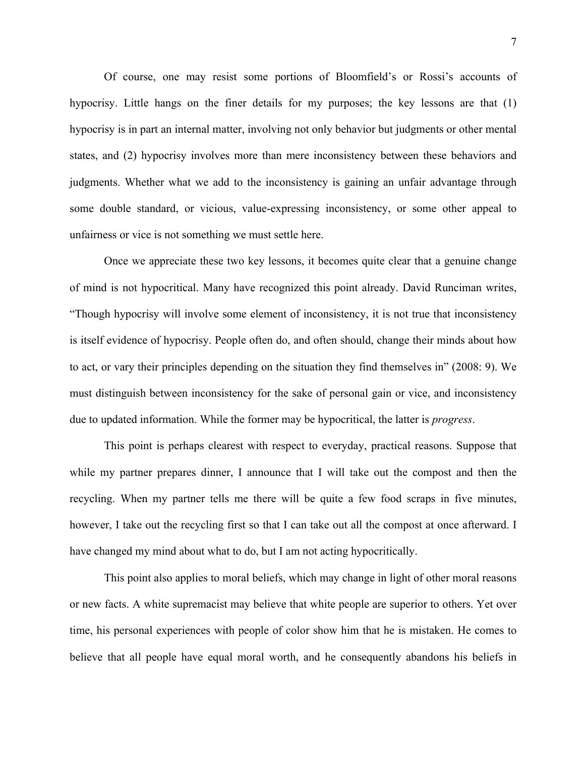Of course, one may resist some portions of Bloomfield's or Rossi's accounts of hypocrisy. Little hangs on the finer details for my purposes; the key lessons are that (1) hypocrisy is in part an internal matter, involving not only behavior but judgments or other mental states, and (2) hypocrisy involves more than mere inconsistency between these behaviors and judgments. Whether what we add to the inconsistency is gaining an unfair advantage through some double standard, or vicious, value-expressing inconsistency, or some other appeal to unfairness or vice is not something we must settle here.

Once we appreciate these two key lessons, it becomes quite clear that a genuine change of mind is not hypocritical. Many have recognized this point already. David Runciman writes, "Though hypocrisy will involve some element of inconsistency, it is not true that inconsistency is itself evidence of hypocrisy. People often do, and often should, change their minds about how to act, or vary their principles depending on the situation they find themselves in" (2008: 9). We must distinguish between inconsistency for the sake of personal gain or vice, and inconsistency due to updated information. While the former may be hypocritical, the latter is *progress*.

This point is perhaps clearest with respect to everyday, practical reasons. Suppose that while my partner prepares dinner, I announce that I will take out the compost and then the recycling. When my partner tells me there will be quite a few food scraps in five minutes, however, I take out the recycling first so that I can take out all the compost at once afterward. I have changed my mind about what to do, but I am not acting hypocritically.

This point also applies to moral beliefs, which may change in light of other moral reasons or new facts. A white supremacist may believe that white people are superior to others. Yet over time, his personal experiences with people of color show him that he is mistaken. He comes to believe that all people have equal moral worth, and he consequently abandons his beliefs in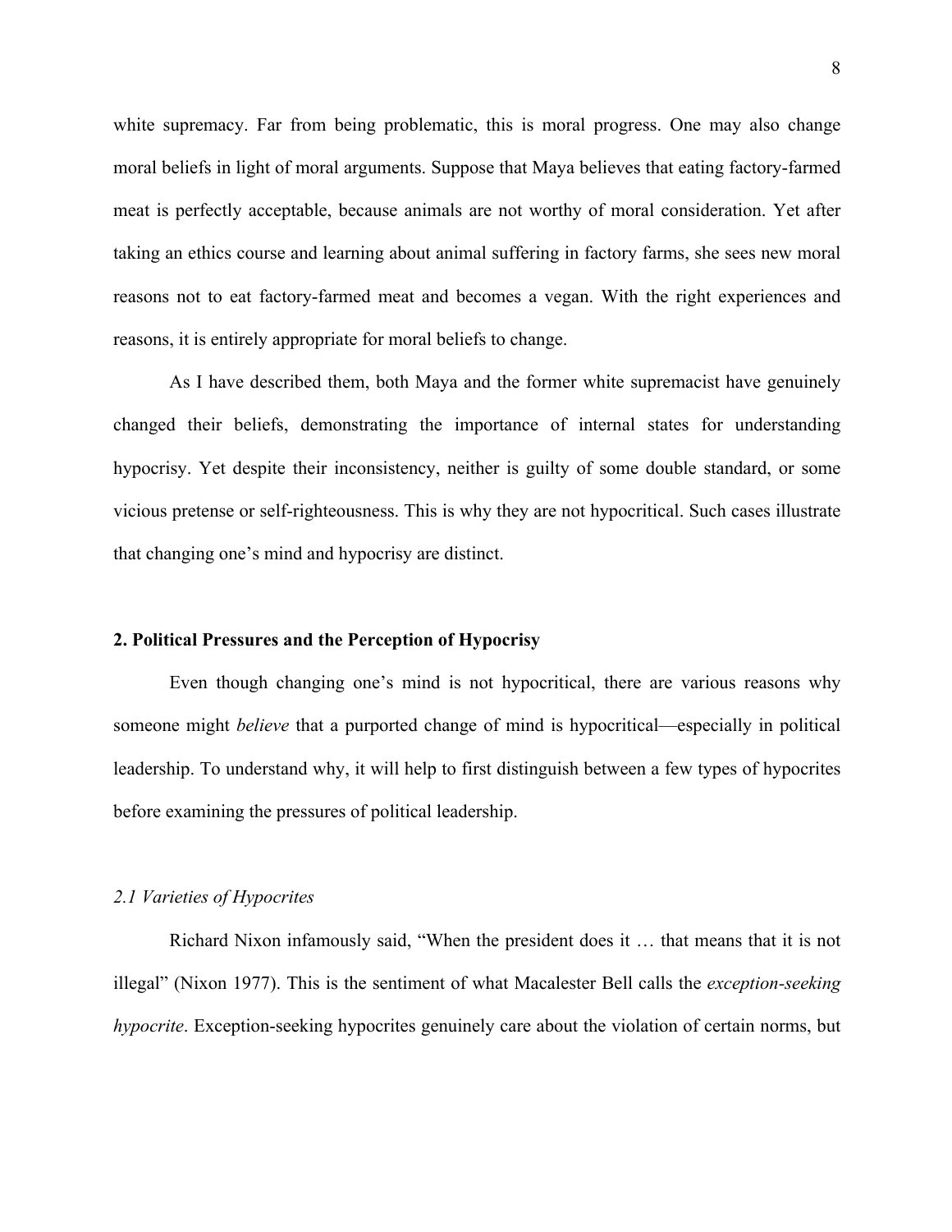white supremacy. Far from being problematic, this is moral progress. One may also change moral beliefs in light of moral arguments. Suppose that Maya believes that eating factory-farmed meat is perfectly acceptable, because animals are not worthy of moral consideration. Yet after taking an ethics course and learning about animal suffering in factory farms, she sees new moral reasons not to eat factory-farmed meat and becomes a vegan. With the right experiences and reasons, it is entirely appropriate for moral beliefs to change.

As I have described them, both Maya and the former white supremacist have genuinely changed their beliefs, demonstrating the importance of internal states for understanding hypocrisy. Yet despite their inconsistency, neither is guilty of some double standard, or some vicious pretense or self-righteousness. This is why they are not hypocritical. Such cases illustrate that changing one's mind and hypocrisy are distinct.

## 2. Political Pressures and the Perception of Hypocrisy

Even though changing one's mind is not hypocritical, there are various reasons why someone might *believe* that a purported change of mind is hypocritical—especially in political leadership. To understand why, it will help to first distinguish between a few types of hypocrites before examining the pressures of political leadership.

### *2.1 Varieties of Hypocrites*

Richard Nixon infamously said, "When the president does it … that means that it is not illegal" (Nixon 1977). This is the sentiment of what Macalester Bell calls the *exception-seeking hypocrite*. Exception-seeking hypocrites genuinely care about the violation of certain norms, but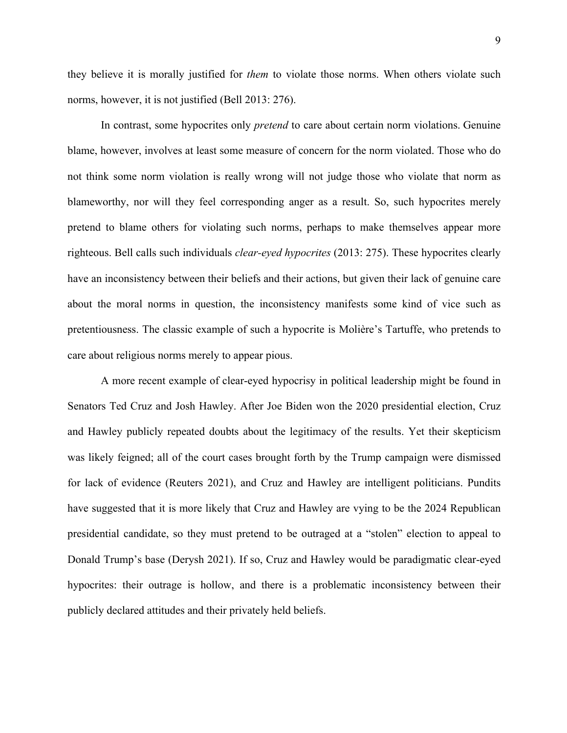they believe it is morally justified for *them* to violate those norms. When others violate such norms, however, it is not justified (Bell 2013: 276).

In contrast, some hypocrites only *pretend* to care about certain norm violations. Genuine blame, however, involves at least some measure of concern for the norm violated. Those who do not think some norm violation is really wrong will not judge those who violate that norm as blameworthy, nor will they feel corresponding anger as a result. So, such hypocrites merely pretend to blame others for violating such norms, perhaps to make themselves appear more righteous. Bell calls such individuals *clear-eyed hypocrites* (2013: 275). These hypocrites clearly have an inconsistency between their beliefs and their actions, but given their lack of genuine care about the moral norms in question, the inconsistency manifests some kind of vice such as pretentiousness. The classic example of such a hypocrite is Molière's Tartuffe, who pretends to care about religious norms merely to appear pious.

A more recent example of clear-eyed hypocrisy in political leadership might be found in Senators Ted Cruz and Josh Hawley. After Joe Biden won the 2020 presidential election, Cruz and Hawley publicly repeated doubts about the legitimacy of the results. Yet their skepticism was likely feigned; all of the court cases brought forth by the Trump campaign were dismissed for lack of evidence (Reuters 2021), and Cruz and Hawley are intelligent politicians. Pundits have suggested that it is more likely that Cruz and Hawley are vying to be the 2024 Republican presidential candidate, so they must pretend to be outraged at a "stolen" election to appeal to Donald Trump's base (Derysh 2021). If so, Cruz and Hawley would be paradigmatic clear-eyed hypocrites: their outrage is hollow, and there is a problematic inconsistency between their publicly declared attitudes and their privately held beliefs.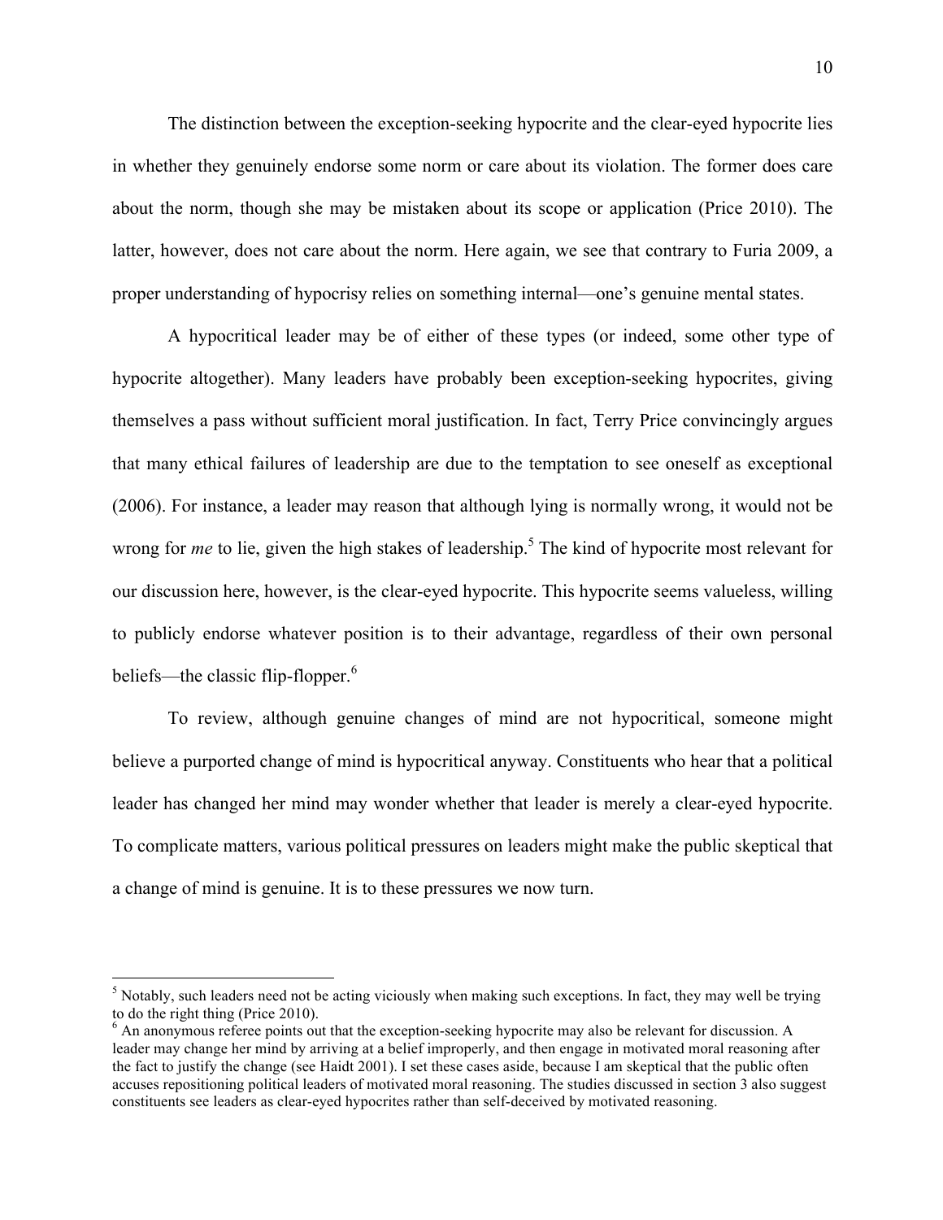The distinction between the exception-seeking hypocrite and the clear-eyed hypocrite lies in whether they genuinely endorse some norm or care about its violation. The former does care about the norm, though she may be mistaken about its scope or application (Price 2010). The latter, however, does not care about the norm. Here again, we see that contrary to Furia 2009, a proper understanding of hypocrisy relies on something internal—one's genuine mental states.

A hypocritical leader may be of either of these types (or indeed, some other type of hypocrite altogether). Many leaders have probably been exception-seeking hypocrites, giving themselves a pass without sufficient moral justification. In fact, Terry Price convincingly argues that many ethical failures of leadership are due to the temptation to see oneself as exceptional (2006). For instance, a leader may reason that although lying is normally wrong, it would not be wrong for *me* to lie, given the high stakes of leadership.[5] The kind of hypocrite most relevant for our discussion here, however, is the clear-eyed hypocrite. This hypocrite seems valueless, willing to publicly endorse whatever position is to their advantage, regardless of their own personal beliefs—the classic flip-flopper.[6]

To review, although genuine changes of mind are not hypocritical, someone might believe a purported change of mind is hypocritical anyway. Constituents who hear that a political leader has changed her mind may wonder whether that leader is merely a clear-eyed hypocrite. To complicate matters, various political pressures on leaders might make the public skeptical that a change of mind is genuine. It is to these pressures we now turn.

---

[5] Notably, such leaders need not be acting viciously when making such exceptions. In fact, they may well be trying to do the right thing (Price 2010).

[6] An anonymous referee points out that the exception-seeking hypocrite may also be relevant for discussion. A leader may change her mind by arriving at a belief improperly, and then engage in motivated moral reasoning after the fact to justify the change (see Haidt 2001). I set these cases aside, because I am skeptical that the public often accuses repositioning political leaders of motivated moral reasoning. The studies discussed in section 3 also suggest constituents see leaders as clear-eyed hypocrites rather than self-deceived by motivated reasoning.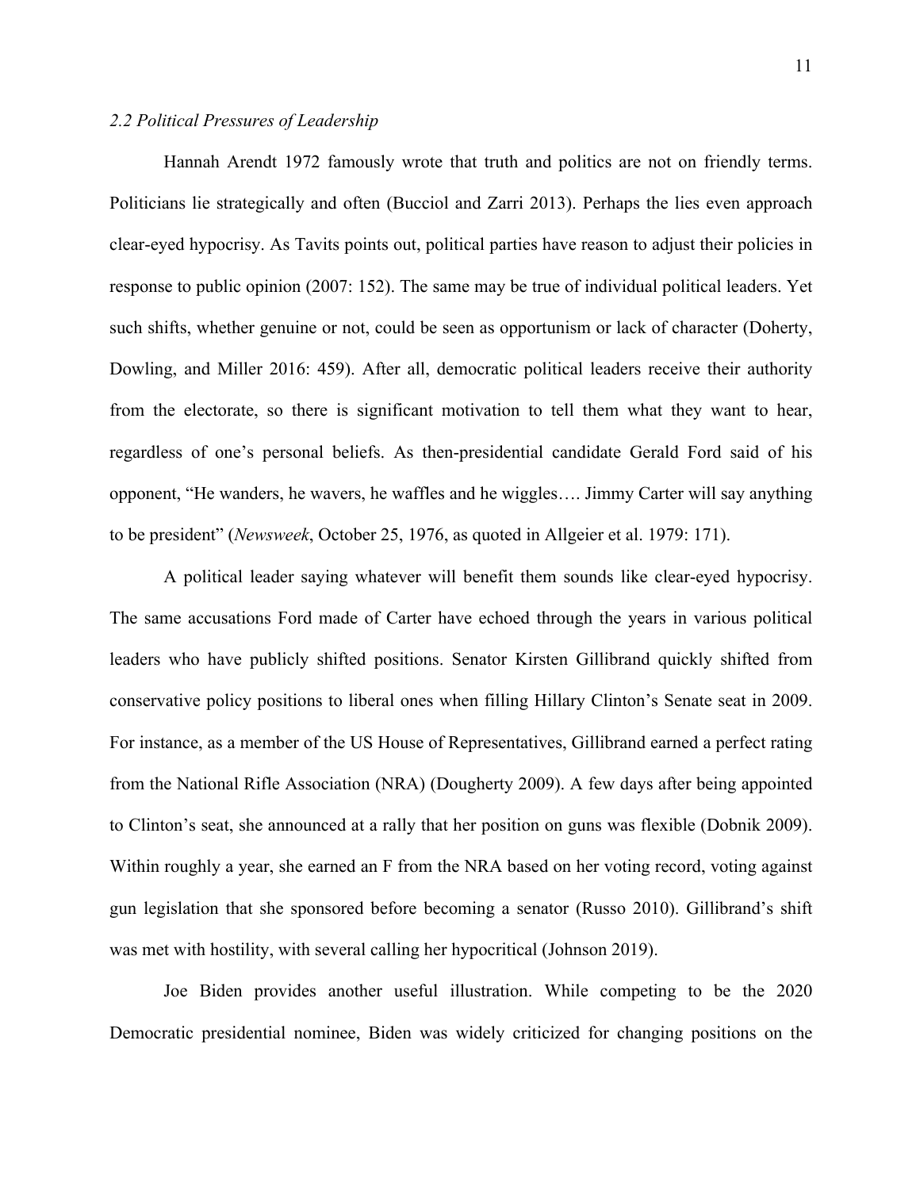*2.2 Political Pressures of Leadership*

Hannah Arendt 1972 famously wrote that truth and politics are not on friendly terms. Politicians lie strategically and often (Bucciol and Zarri 2013). Perhaps the lies even approach clear-eyed hypocrisy. As Tavits points out, political parties have reason to adjust their policies in response to public opinion (2007: 152). The same may be true of individual political leaders. Yet such shifts, whether genuine or not, could be seen as opportunism or lack of character (Doherty, Dowling, and Miller 2016: 459). After all, democratic political leaders receive their authority from the electorate, so there is significant motivation to tell them what they want to hear, regardless of one's personal beliefs. As then-presidential candidate Gerald Ford said of his opponent, "He wanders, he wavers, he waffles and he wiggles…. Jimmy Carter will say anything to be president" (*Newsweek*, October 25, 1976, as quoted in Allgeier et al. 1979: 171).

A political leader saying whatever will benefit them sounds like clear-eyed hypocrisy. The same accusations Ford made of Carter have echoed through the years in various political leaders who have publicly shifted positions. Senator Kirsten Gillibrand quickly shifted from conservative policy positions to liberal ones when filling Hillary Clinton's Senate seat in 2009. For instance, as a member of the US House of Representatives, Gillibrand earned a perfect rating from the National Rifle Association (NRA) (Dougherty 2009). A few days after being appointed to Clinton's seat, she announced at a rally that her position on guns was flexible (Dobnik 2009). Within roughly a year, she earned an F from the NRA based on her voting record, voting against gun legislation that she sponsored before becoming a senator (Russo 2010). Gillibrand's shift was met with hostility, with several calling her hypocritical (Johnson 2019).

Joe Biden provides another useful illustration. While competing to be the 2020 Democratic presidential nominee, Biden was widely criticized for changing positions on the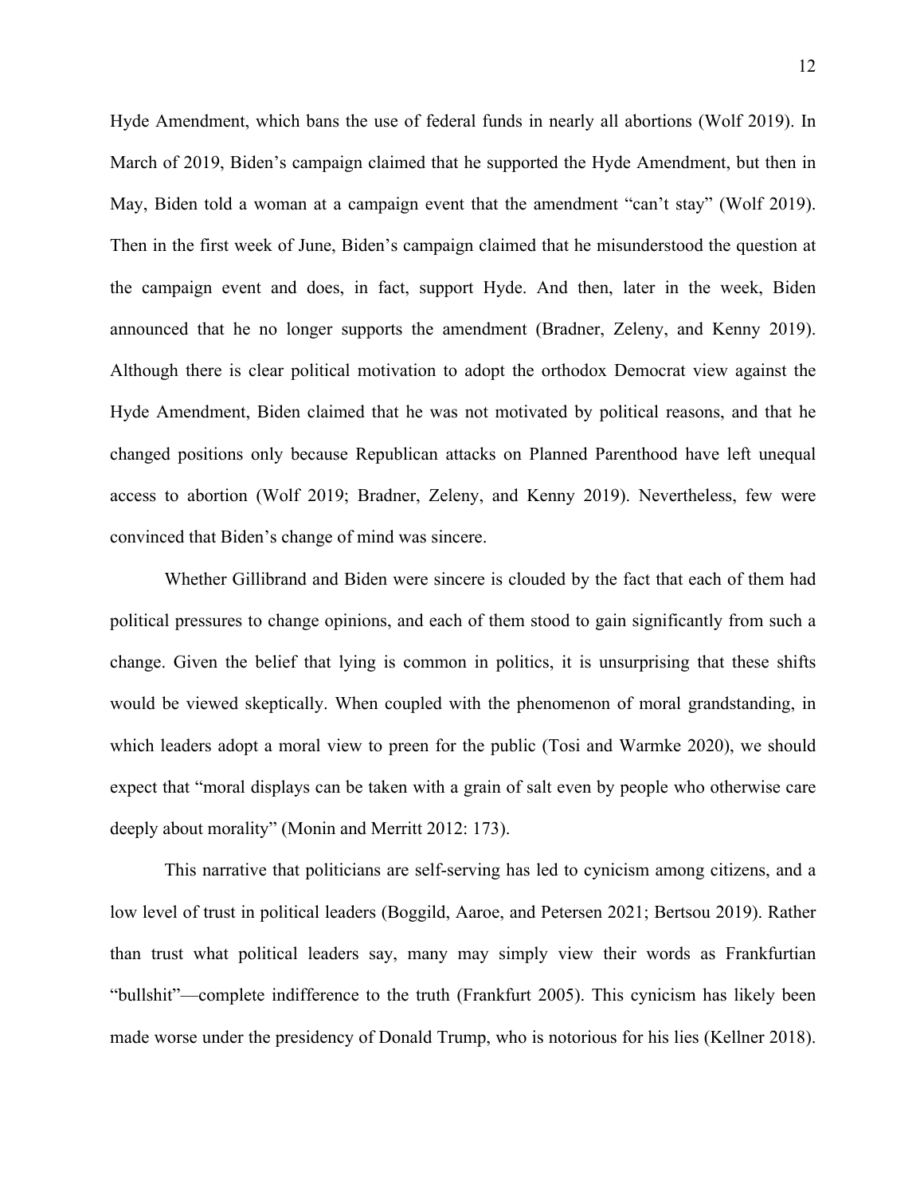Hyde Amendment, which bans the use of federal funds in nearly all abortions (Wolf 2019). In March of 2019, Biden's campaign claimed that he supported the Hyde Amendment, but then in May, Biden told a woman at a campaign event that the amendment "can't stay" (Wolf 2019). Then in the first week of June, Biden's campaign claimed that he misunderstood the question at the campaign event and does, in fact, support Hyde. And then, later in the week, Biden announced that he no longer supports the amendment (Bradner, Zeleny, and Kenny 2019). Although there is clear political motivation to adopt the orthodox Democrat view against the Hyde Amendment, Biden claimed that he was not motivated by political reasons, and that he changed positions only because Republican attacks on Planned Parenthood have left unequal access to abortion (Wolf 2019; Bradner, Zeleny, and Kenny 2019). Nevertheless, few were convinced that Biden's change of mind was sincere.

Whether Gillibrand and Biden were sincere is clouded by the fact that each of them had political pressures to change opinions, and each of them stood to gain significantly from such a change. Given the belief that lying is common in politics, it is unsurprising that these shifts would be viewed skeptically. When coupled with the phenomenon of moral grandstanding, in which leaders adopt a moral view to preen for the public (Tosi and Warmke 2020), we should expect that "moral displays can be taken with a grain of salt even by people who otherwise care deeply about morality" (Monin and Merritt 2012: 173).

This narrative that politicians are self-serving has led to cynicism among citizens, and a low level of trust in political leaders (Boggild, Aaroe, and Petersen 2021; Bertsou 2019). Rather than trust what political leaders say, many may simply view their words as Frankfurtian "bullshit"—complete indifference to the truth (Frankfurt 2005). This cynicism has likely been made worse under the presidency of Donald Trump, who is notorious for his lies (Kellner 2018).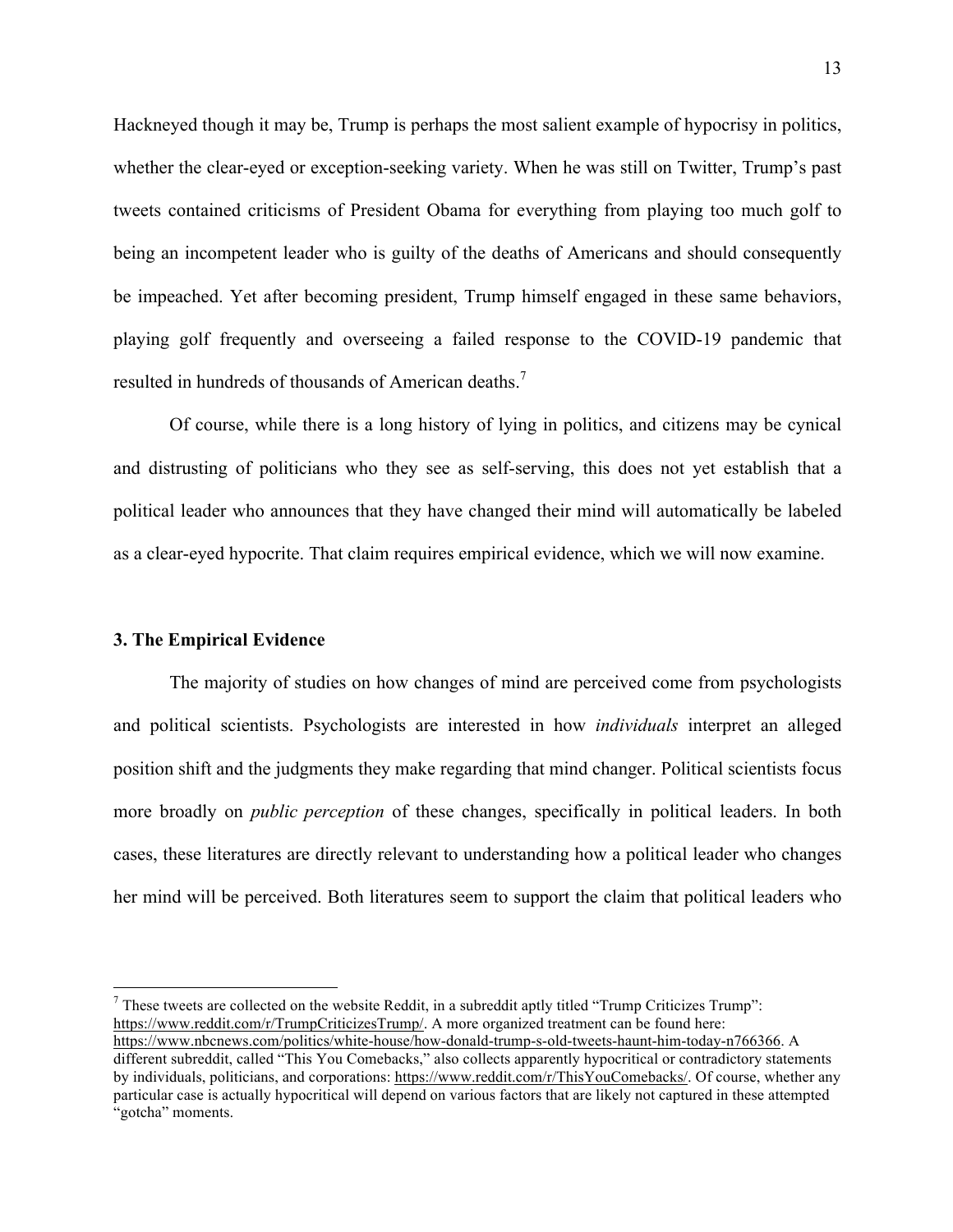Hackneyed though it may be, Trump is perhaps the most salient example of hypocrisy in politics, whether the clear-eyed or exception-seeking variety. When he was still on Twitter, Trump's past tweets contained criticisms of President Obama for everything from playing too much golf to being an incompetent leader who is guilty of the deaths of Americans and should consequently be impeached. Yet after becoming president, Trump himself engaged in these same behaviors, playing golf frequently and overseeing a failed response to the COVID-19 pandemic that resulted in hundreds of thousands of American deaths.[7]

Of course, while there is a long history of lying in politics, and citizens may be cynical and distrusting of politicians who they see as self-serving, this does not yet establish that a political leader who announces that they have changed their mind will automatically be labeled as a clear-eyed hypocrite. That claim requires empirical evidence, which we will now examine.

### 3. The Empirical Evidence

The majority of studies on how changes of mind are perceived come from psychologists and political scientists. Psychologists are interested in how *individuals* interpret an alleged position shift and the judgments they make regarding that mind changer. Political scientists focus more broadly on *public perception* of these changes, specifically in political leaders. In both cases, these literatures are directly relevant to understanding how a political leader who changes her mind will be perceived. Both literatures seem to support the claim that political leaders who

---

[7] These tweets are collected on the website Reddit, in a subreddit aptly titled "Trump Criticizes Trump": https://www.reddit.com/r/TrumpCriticizesTrump/. A more organized treatment can be found here: https://www.nbcnews.com/politics/white-house/how-donald-trump-s-old-tweets-haunt-him-today-n766366. A different subreddit, called "This You Comebacks," also collects apparently hypocritical or contradictory statements by individuals, politicians, and corporations: https://www.reddit.com/r/ThisYouComebacks/. Of course, whether any particular case is actually hypocritical will depend on various factors that are likely not captured in these attempted "gotcha" moments.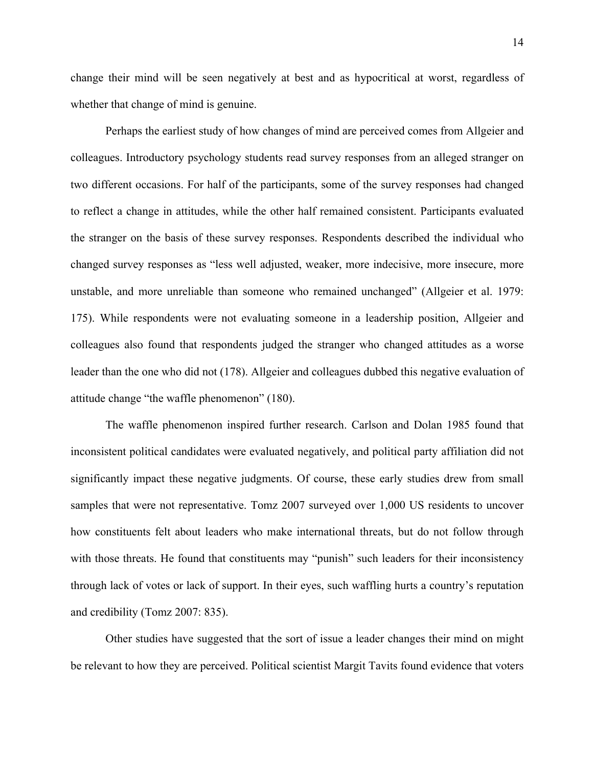change their mind will be seen negatively at best and as hypocritical at worst, regardless of whether that change of mind is genuine.

Perhaps the earliest study of how changes of mind are perceived comes from Allgeier and colleagues. Introductory psychology students read survey responses from an alleged stranger on two different occasions. For half of the participants, some of the survey responses had changed to reflect a change in attitudes, while the other half remained consistent. Participants evaluated the stranger on the basis of these survey responses. Respondents described the individual who changed survey responses as "less well adjusted, weaker, more indecisive, more insecure, more unstable, and more unreliable than someone who remained unchanged" (Allgeier et al. 1979: 175). While respondents were not evaluating someone in a leadership position, Allgeier and colleagues also found that respondents judged the stranger who changed attitudes as a worse leader than the one who did not (178). Allgeier and colleagues dubbed this negative evaluation of attitude change "the waffle phenomenon" (180).

The waffle phenomenon inspired further research. Carlson and Dolan 1985 found that inconsistent political candidates were evaluated negatively, and political party affiliation did not significantly impact these negative judgments. Of course, these early studies drew from small samples that were not representative. Tomz 2007 surveyed over 1,000 US residents to uncover how constituents felt about leaders who make international threats, but do not follow through with those threats. He found that constituents may "punish" such leaders for their inconsistency through lack of votes or lack of support. In their eyes, such waffling hurts a country's reputation and credibility (Tomz 2007: 835).

Other studies have suggested that the sort of issue a leader changes their mind on might be relevant to how they are perceived. Political scientist Margit Tavits found evidence that voters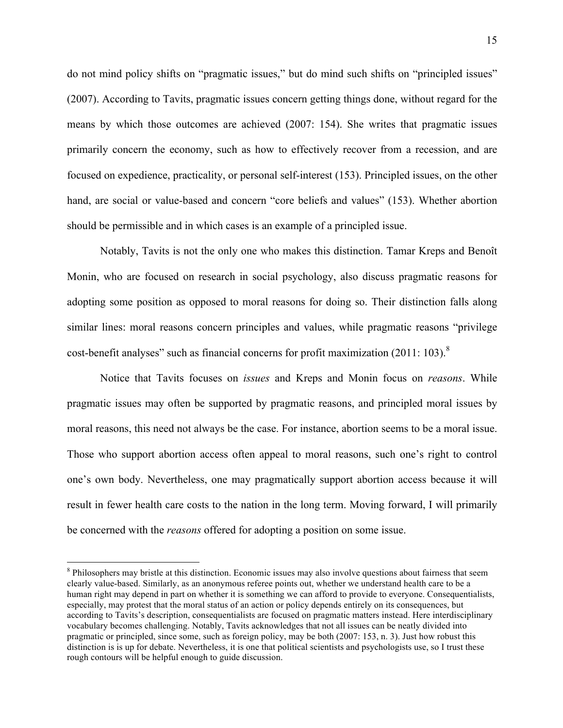do not mind policy shifts on "pragmatic issues," but do mind such shifts on "principled issues" (2007). According to Tavits, pragmatic issues concern getting things done, without regard for the means by which those outcomes are achieved (2007: 154). She writes that pragmatic issues primarily concern the economy, such as how to effectively recover from a recession, and are focused on expedience, practicality, or personal self-interest (153). Principled issues, on the other hand, are social or value-based and concern "core beliefs and values" (153). Whether abortion should be permissible and in which cases is an example of a principled issue.

Notably, Tavits is not the only one who makes this distinction. Tamar Kreps and Benoît Monin, who are focused on research in social psychology, also discuss pragmatic reasons for adopting some position as opposed to moral reasons for doing so. Their distinction falls along similar lines: moral reasons concern principles and values, while pragmatic reasons "privilege cost-benefit analyses" such as financial concerns for profit maximization (2011: 103).[8]

Notice that Tavits focuses on *issues* and Kreps and Monin focus on *reasons*. While pragmatic issues may often be supported by pragmatic reasons, and principled moral issues by moral reasons, this need not always be the case. For instance, abortion seems to be a moral issue. Those who support abortion access often appeal to moral reasons, such one's right to control one's own body. Nevertheless, one may pragmatically support abortion access because it will result in fewer health care costs to the nation in the long term. Moving forward, I will primarily be concerned with the *reasons* offered for adopting a position on some issue.

[8] Philosophers may bristle at this distinction. Economic issues may also involve questions about fairness that seem clearly value-based. Similarly, as an anonymous referee points out, whether we understand health care to be a human right may depend in part on whether it is something we can afford to provide to everyone. Consequentialists, especially, may protest that the moral status of an action or policy depends entirely on its consequences, but according to Tavits's description, consequentialists are focused on pragmatic matters instead. Here interdisciplinary vocabulary becomes challenging. Notably, Tavits acknowledges that not all issues can be neatly divided into pragmatic or principled, since some, such as foreign policy, may be both (2007: 153, n. 3). Just how robust this distinction is is up for debate. Nevertheless, it is one that political scientists and psychologists use, so I trust these rough contours will be helpful enough to guide discussion.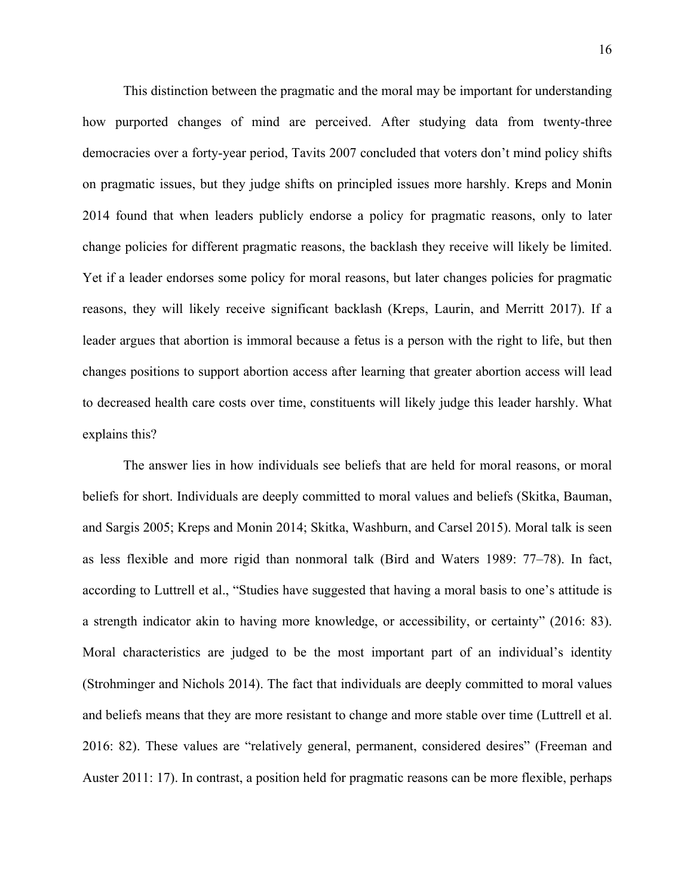This distinction between the pragmatic and the moral may be important for understanding how purported changes of mind are perceived. After studying data from twenty-three democracies over a forty-year period, Tavits 2007 concluded that voters don't mind policy shifts on pragmatic issues, but they judge shifts on principled issues more harshly. Kreps and Monin 2014 found that when leaders publicly endorse a policy for pragmatic reasons, only to later change policies for different pragmatic reasons, the backlash they receive will likely be limited. Yet if a leader endorses some policy for moral reasons, but later changes policies for pragmatic reasons, they will likely receive significant backlash (Kreps, Laurin, and Merritt 2017). If a leader argues that abortion is immoral because a fetus is a person with the right to life, but then changes positions to support abortion access after learning that greater abortion access will lead to decreased health care costs over time, constituents will likely judge this leader harshly. What explains this?

The answer lies in how individuals see beliefs that are held for moral reasons, or moral beliefs for short. Individuals are deeply committed to moral values and beliefs (Skitka, Bauman, and Sargis 2005; Kreps and Monin 2014; Skitka, Washburn, and Carsel 2015). Moral talk is seen as less flexible and more rigid than nonmoral talk (Bird and Waters 1989: 77–78). In fact, according to Luttrell et al., "Studies have suggested that having a moral basis to one's attitude is a strength indicator akin to having more knowledge, or accessibility, or certainty" (2016: 83). Moral characteristics are judged to be the most important part of an individual's identity (Strohminger and Nichols 2014). The fact that individuals are deeply committed to moral values and beliefs means that they are more resistant to change and more stable over time (Luttrell et al. 2016: 82). These values are "relatively general, permanent, considered desires" (Freeman and Auster 2011: 17). In contrast, a position held for pragmatic reasons can be more flexible, perhaps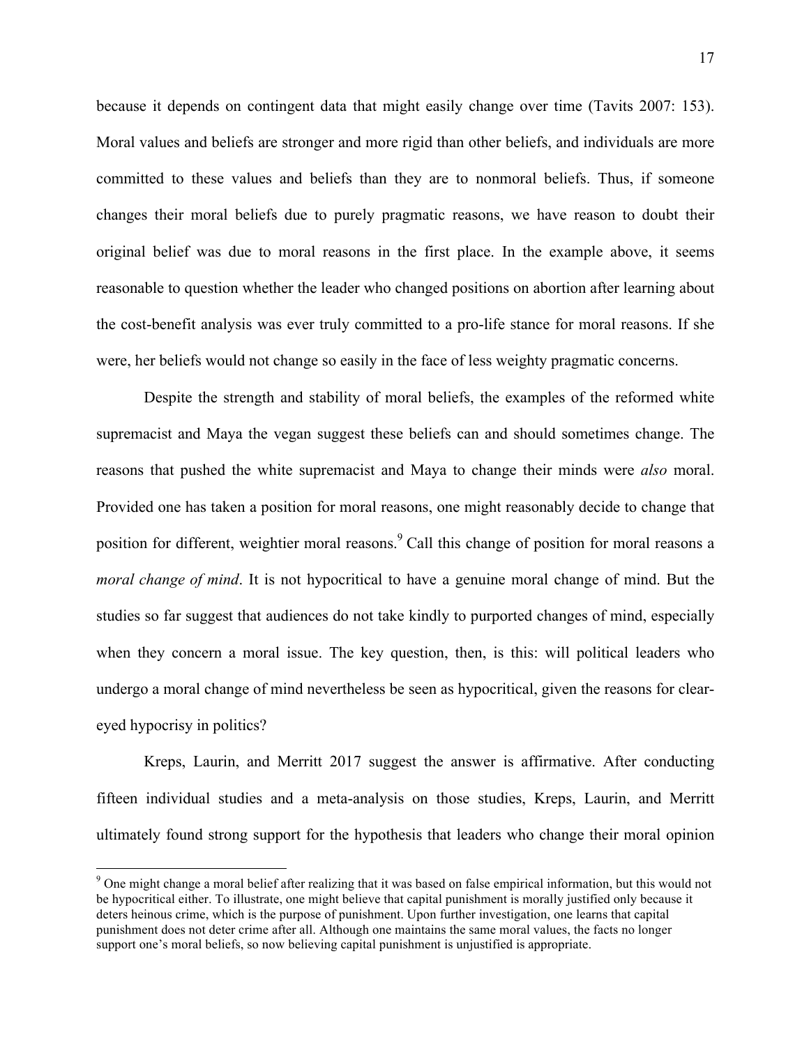because it depends on contingent data that might easily change over time (Tavits 2007: 153). Moral values and beliefs are stronger and more rigid than other beliefs, and individuals are more committed to these values and beliefs than they are to nonmoral beliefs. Thus, if someone changes their moral beliefs due to purely pragmatic reasons, we have reason to doubt their original belief was due to moral reasons in the first place. In the example above, it seems reasonable to question whether the leader who changed positions on abortion after learning about the cost-benefit analysis was ever truly committed to a pro-life stance for moral reasons. If she were, her beliefs would not change so easily in the face of less weighty pragmatic concerns.

Despite the strength and stability of moral beliefs, the examples of the reformed white supremacist and Maya the vegan suggest these beliefs can and should sometimes change. The reasons that pushed the white supremacist and Maya to change their minds were *also* moral. Provided one has taken a position for moral reasons, one might reasonably decide to change that position for different, weightier moral reasons.[9] Call this change of position for moral reasons a *moral change of mind*. It is not hypocritical to have a genuine moral change of mind. But the studies so far suggest that audiences do not take kindly to purported changes of mind, especially when they concern a moral issue. The key question, then, is this: will political leaders who undergo a moral change of mind nevertheless be seen as hypocritical, given the reasons for clear-eyed hypocrisy in politics?

Kreps, Laurin, and Merritt 2017 suggest the answer is affirmative. After conducting fifteen individual studies and a meta-analysis on those studies, Kreps, Laurin, and Merritt ultimately found strong support for the hypothesis that leaders who change their moral opinion

[9] One might change a moral belief after realizing that it was based on false empirical information, but this would not be hypocritical either. To illustrate, one might believe that capital punishment is morally justified only because it deters heinous crime, which is the purpose of punishment. Upon further investigation, one learns that capital punishment does not deter crime after all. Although one maintains the same moral values, the facts no longer support one's moral beliefs, so now believing capital punishment is unjustified is appropriate.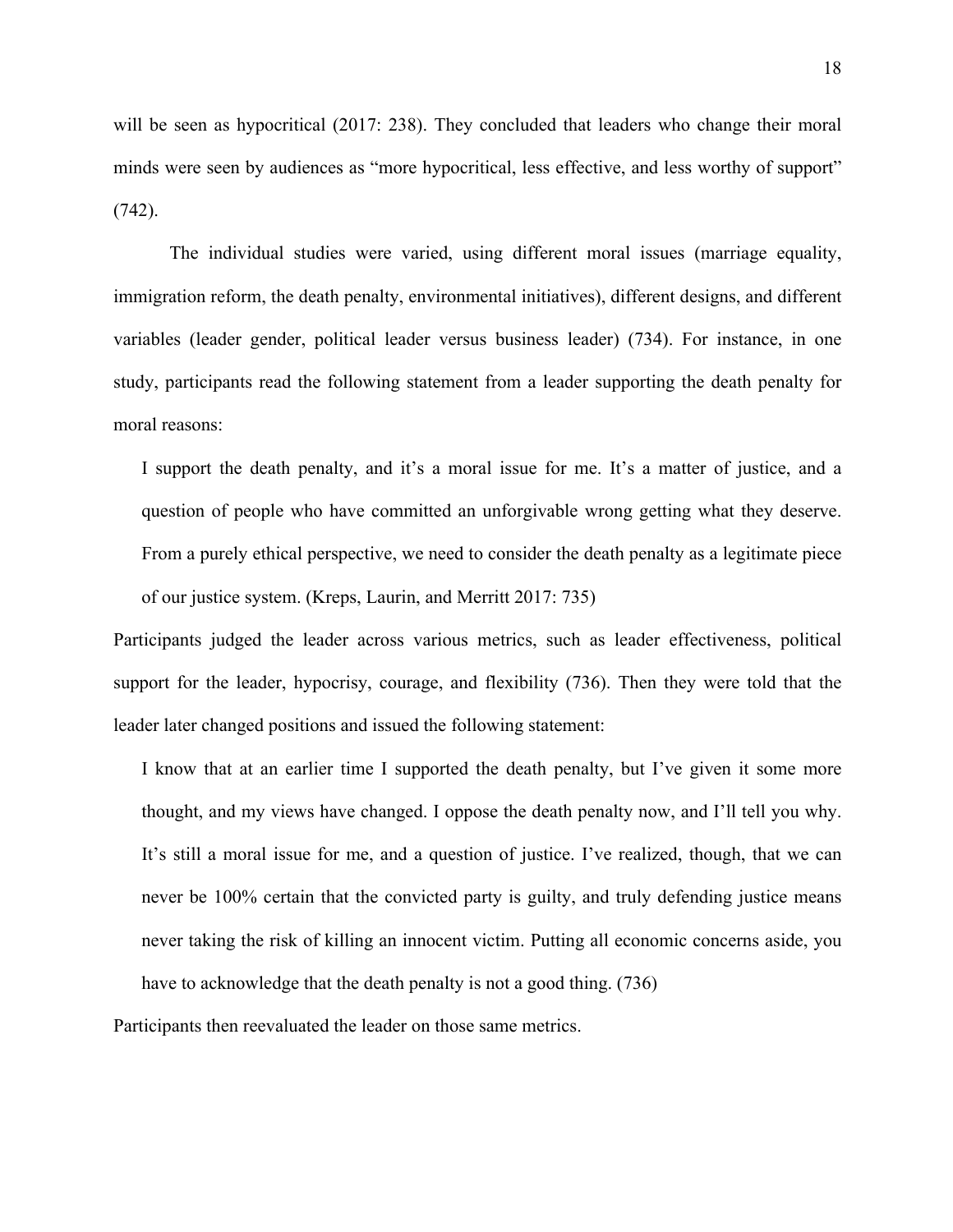will be seen as hypocritical (2017: 238). They concluded that leaders who change their moral minds were seen by audiences as "more hypocritical, less effective, and less worthy of support" (742).

The individual studies were varied, using different moral issues (marriage equality, immigration reform, the death penalty, environmental initiatives), different designs, and different variables (leader gender, political leader versus business leader) (734). For instance, in one study, participants read the following statement from a leader supporting the death penalty for moral reasons:

> I support the death penalty, and it's a moral issue for me. It's a matter of justice, and a question of people who have committed an unforgivable wrong getting what they deserve. From a purely ethical perspective, we need to consider the death penalty as a legitimate piece of our justice system. (Kreps, Laurin, and Merritt 2017: 735)

Participants judged the leader across various metrics, such as leader effectiveness, political support for the leader, hypocrisy, courage, and flexibility (736). Then they were told that the leader later changed positions and issued the following statement:

> I know that at an earlier time I supported the death penalty, but I've given it some more thought, and my views have changed. I oppose the death penalty now, and I'll tell you why. It's still a moral issue for me, and a question of justice. I've realized, though, that we can never be 100% certain that the convicted party is guilty, and truly defending justice means never taking the risk of killing an innocent victim. Putting all economic concerns aside, you have to acknowledge that the death penalty is not a good thing. (736)

Participants then reevaluated the leader on those same metrics.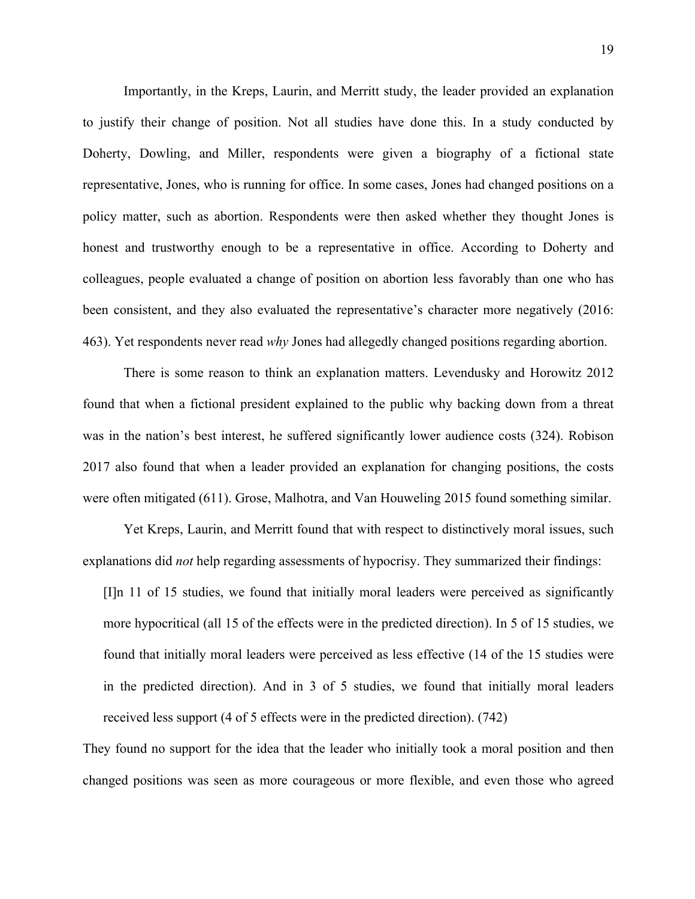Importantly, in the Kreps, Laurin, and Merritt study, the leader provided an explanation to justify their change of position. Not all studies have done this. In a study conducted by Doherty, Dowling, and Miller, respondents were given a biography of a fictional state representative, Jones, who is running for office. In some cases, Jones had changed positions on a policy matter, such as abortion. Respondents were then asked whether they thought Jones is honest and trustworthy enough to be a representative in office. According to Doherty and colleagues, people evaluated a change of position on abortion less favorably than one who has been consistent, and they also evaluated the representative's character more negatively (2016: 463). Yet respondents never read *why* Jones had allegedly changed positions regarding abortion.

There is some reason to think an explanation matters. Levendusky and Horowitz 2012 found that when a fictional president explained to the public why backing down from a threat was in the nation's best interest, he suffered significantly lower audience costs (324). Robison 2017 also found that when a leader provided an explanation for changing positions, the costs were often mitigated (611). Grose, Malhotra, and Van Houweling 2015 found something similar.

Yet Kreps, Laurin, and Merritt found that with respect to distinctively moral issues, such explanations did *not* help regarding assessments of hypocrisy. They summarized their findings:

> [I]n 11 of 15 studies, we found that initially moral leaders were perceived as significantly more hypocritical (all 15 of the effects were in the predicted direction). In 5 of 15 studies, we found that initially moral leaders were perceived as less effective (14 of the 15 studies were in the predicted direction). And in 3 of 5 studies, we found that initially moral leaders received less support (4 of 5 effects were in the predicted direction). (742)

They found no support for the idea that the leader who initially took a moral position and then changed positions was seen as more courageous or more flexible, and even those who agreed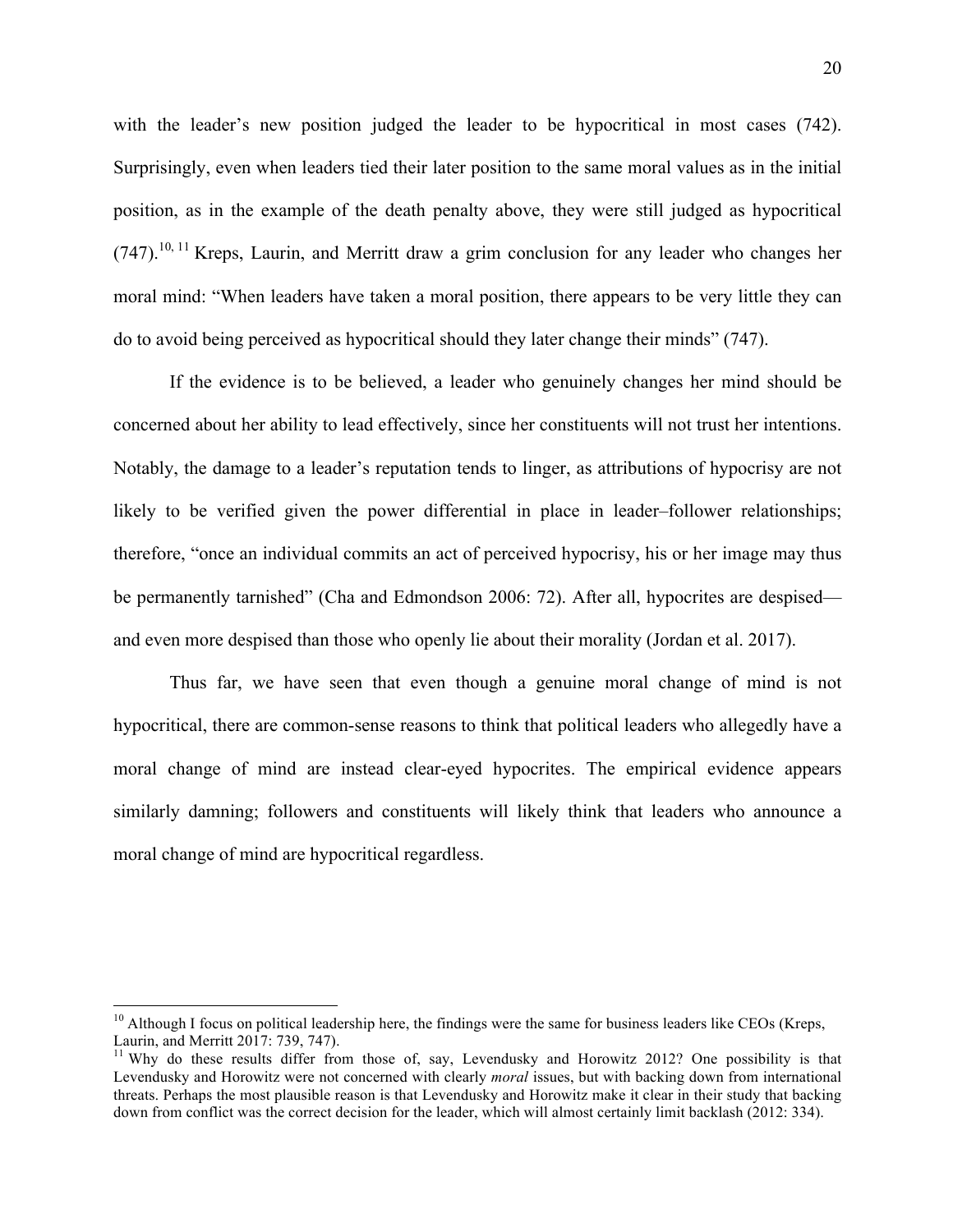with the leader's new position judged the leader to be hypocritical in most cases (742). Surprisingly, even when leaders tied their later position to the same moral values as in the initial position, as in the example of the death penalty above, they were still judged as hypocritical (747).[10, 11] Kreps, Laurin, and Merritt draw a grim conclusion for any leader who changes her moral mind: "When leaders have taken a moral position, there appears to be very little they can do to avoid being perceived as hypocritical should they later change their minds" (747).

If the evidence is to be believed, a leader who genuinely changes her mind should be concerned about her ability to lead effectively, since her constituents will not trust her intentions. Notably, the damage to a leader's reputation tends to linger, as attributions of hypocrisy are not likely to be verified given the power differential in place in leader–follower relationships; therefore, "once an individual commits an act of perceived hypocrisy, his or her image may thus be permanently tarnished" (Cha and Edmondson 2006: 72). After all, hypocrites are despised—and even more despised than those who openly lie about their morality (Jordan et al. 2017).

Thus far, we have seen that even though a genuine moral change of mind is not hypocritical, there are common-sense reasons to think that political leaders who allegedly have a moral change of mind are instead clear-eyed hypocrites. The empirical evidence appears similarly damning; followers and constituents will likely think that leaders who announce a moral change of mind are hypocritical regardless.

---

[10] Although I focus on political leadership here, the findings were the same for business leaders like CEOs (Kreps, Laurin, and Merritt 2017: 739, 747).

[11] Why do these results differ from those of, say, Levendusky and Horowitz 2012? One possibility is that Levendusky and Horowitz were not concerned with clearly *moral* issues, but with backing down from international threats. Perhaps the most plausible reason is that Levendusky and Horowitz make it clear in their study that backing down from conflict was the correct decision for the leader, which will almost certainly limit backlash (2012: 334).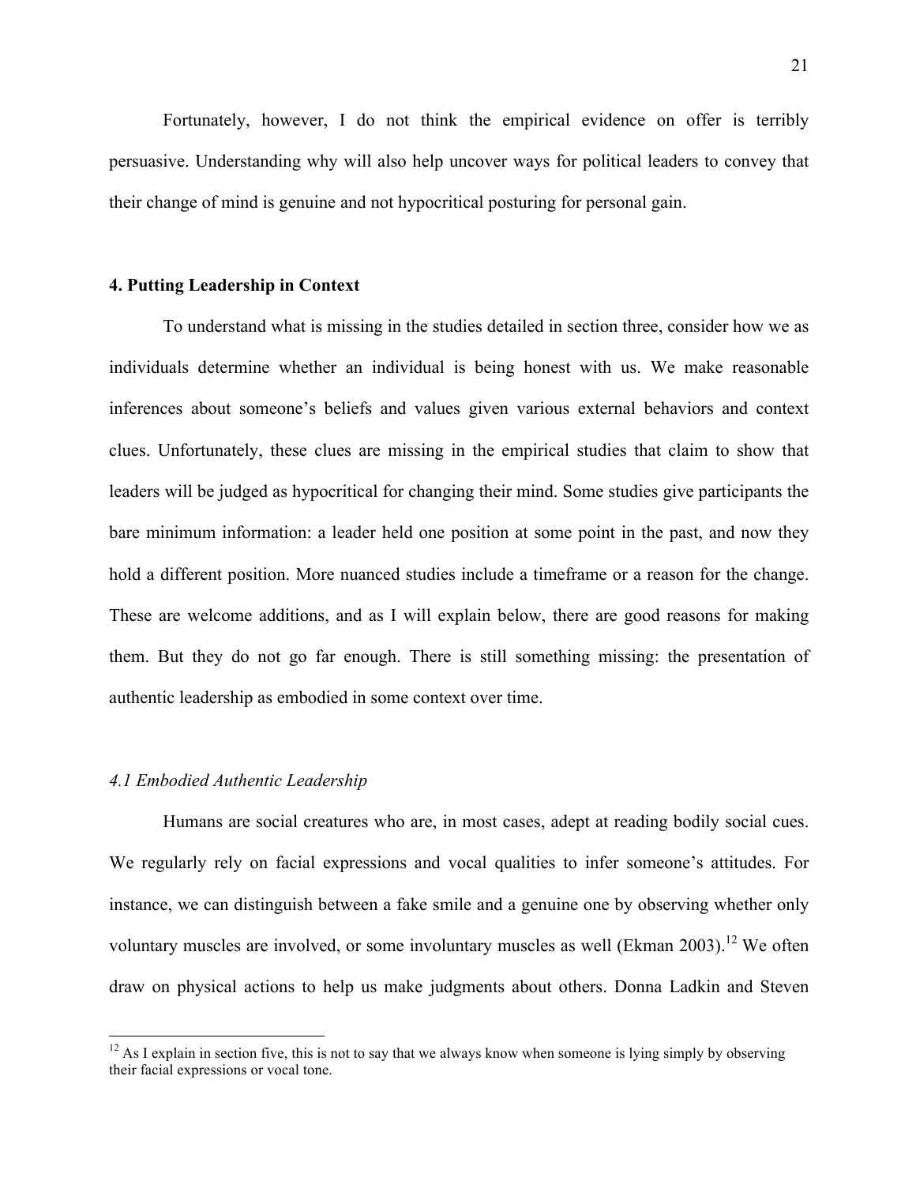Fortunately, however, I do not think the empirical evidence on offer is terribly persuasive. Understanding why will also help uncover ways for political leaders to convey that their change of mind is genuine and not hypocritical posturing for personal gain.

## 4. Putting Leadership in Context

To understand what is missing in the studies detailed in section three, consider how we as individuals determine whether an individual is being honest with us. We make reasonable inferences about someone's beliefs and values given various external behaviors and context clues. Unfortunately, these clues are missing in the empirical studies that claim to show that leaders will be judged as hypocritical for changing their mind. Some studies give participants the bare minimum information: a leader held one position at some point in the past, and now they hold a different position. More nuanced studies include a timeframe or a reason for the change. These are welcome additions, and as I will explain below, there are good reasons for making them. But they do not go far enough. There is still something missing: the presentation of authentic leadership as embodied in some context over time.

### *4.1 Embodied Authentic Leadership*

Humans are social creatures who are, in most cases, adept at reading bodily social cues. We regularly rely on facial expressions and vocal qualities to infer someone's attitudes. For instance, we can distinguish between a fake smile and a genuine one by observing whether only voluntary muscles are involved, or some involuntary muscles as well (Ekman 2003).[12] We often draw on physical actions to help us make judgments about others. Donna Ladkin and Steven

[12] As I explain in section five, this is not to say that we always know when someone is lying simply by observing their facial expressions or vocal tone.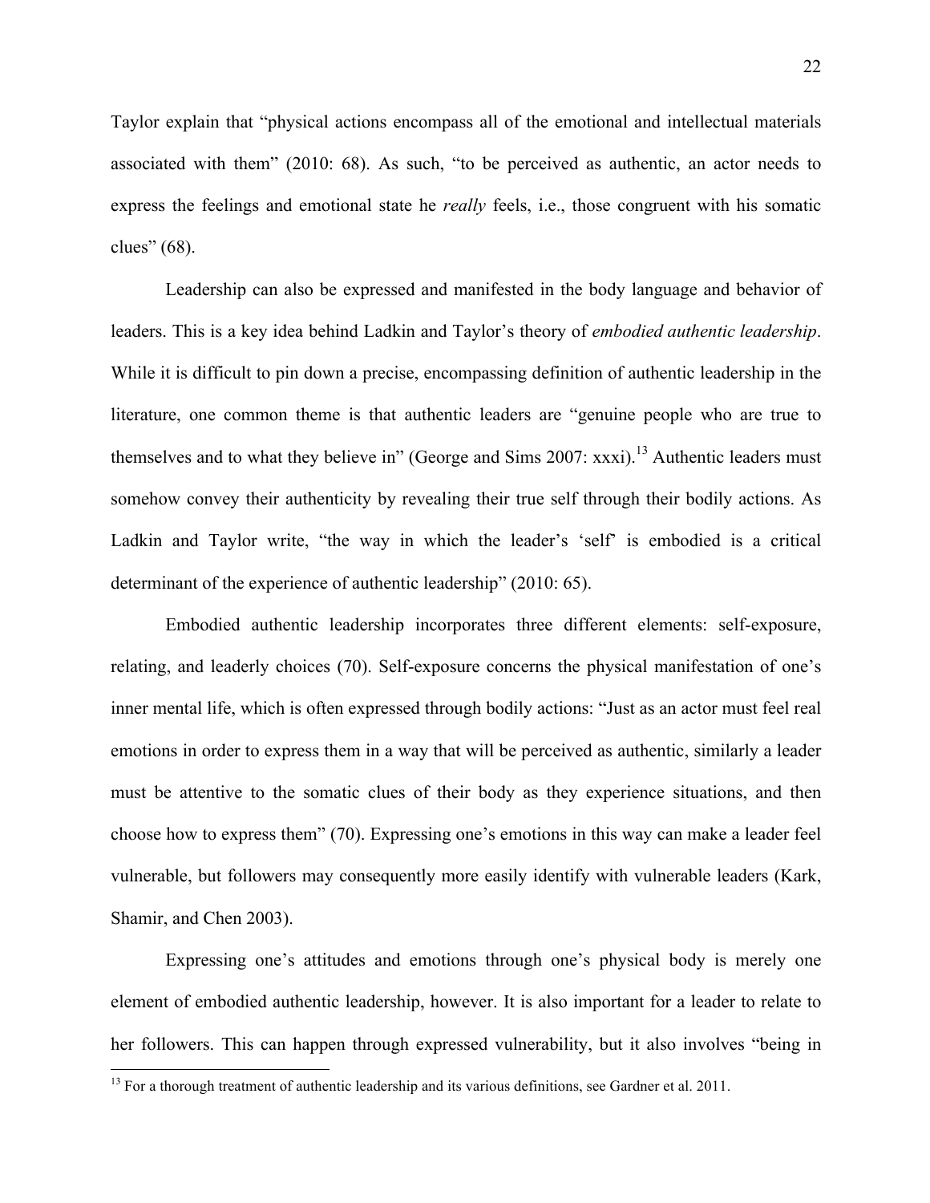Taylor explain that "physical actions encompass all of the emotional and intellectual materials associated with them" (2010: 68). As such, "to be perceived as authentic, an actor needs to express the feelings and emotional state he *really* feels, i.e., those congruent with his somatic clues" (68).

Leadership can also be expressed and manifested in the body language and behavior of leaders. This is a key idea behind Ladkin and Taylor's theory of *embodied authentic leadership*. While it is difficult to pin down a precise, encompassing definition of authentic leadership in the literature, one common theme is that authentic leaders are "genuine people who are true to themselves and to what they believe in" (George and Sims 2007: xxxi).[13] Authentic leaders must somehow convey their authenticity by revealing their true self through their bodily actions. As Ladkin and Taylor write, "the way in which the leader's 'self' is embodied is a critical determinant of the experience of authentic leadership" (2010: 65).

Embodied authentic leadership incorporates three different elements: self-exposure, relating, and leaderly choices (70). Self-exposure concerns the physical manifestation of one's inner mental life, which is often expressed through bodily actions: "Just as an actor must feel real emotions in order to express them in a way that will be perceived as authentic, similarly a leader must be attentive to the somatic clues of their body as they experience situations, and then choose how to express them" (70). Expressing one's emotions in this way can make a leader feel vulnerable, but followers may consequently more easily identify with vulnerable leaders (Kark, Shamir, and Chen 2003).

Expressing one's attitudes and emotions through one's physical body is merely one element of embodied authentic leadership, however. It is also important for a leader to relate to her followers. This can happen through expressed vulnerability, but it also involves "being in

[13] For a thorough treatment of authentic leadership and its various definitions, see Gardner et al. 2011.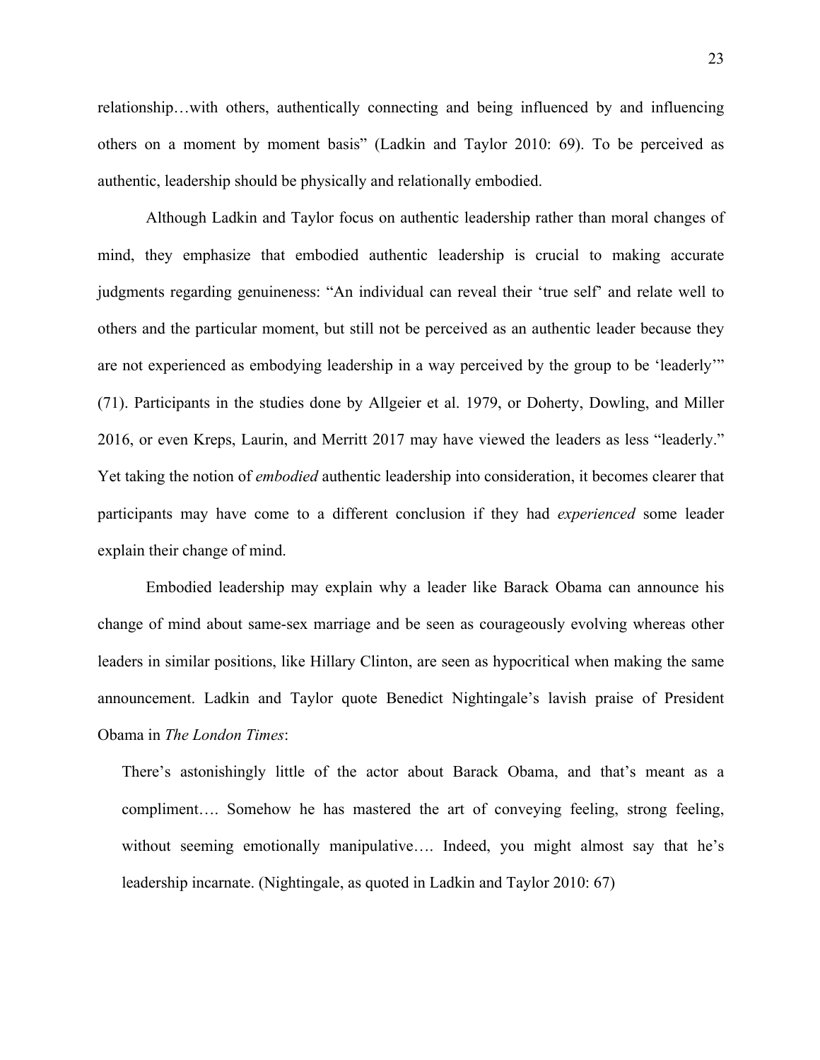relationship…with others, authentically connecting and being influenced by and influencing others on a moment by moment basis" (Ladkin and Taylor 2010: 69). To be perceived as authentic, leadership should be physically and relationally embodied.

Although Ladkin and Taylor focus on authentic leadership rather than moral changes of mind, they emphasize that embodied authentic leadership is crucial to making accurate judgments regarding genuineness: "An individual can reveal their 'true self' and relate well to others and the particular moment, but still not be perceived as an authentic leader because they are not experienced as embodying leadership in a way perceived by the group to be 'leaderly'" (71). Participants in the studies done by Allgeier et al. 1979, or Doherty, Dowling, and Miller 2016, or even Kreps, Laurin, and Merritt 2017 may have viewed the leaders as less "leaderly." Yet taking the notion of *embodied* authentic leadership into consideration, it becomes clearer that participants may have come to a different conclusion if they had *experienced* some leader explain their change of mind.

Embodied leadership may explain why a leader like Barack Obama can announce his change of mind about same-sex marriage and be seen as courageously evolving whereas other leaders in similar positions, like Hillary Clinton, are seen as hypocritical when making the same announcement. Ladkin and Taylor quote Benedict Nightingale's lavish praise of President Obama in *The London Times*:

> There's astonishingly little of the actor about Barack Obama, and that's meant as a compliment…. Somehow he has mastered the art of conveying feeling, strong feeling, without seeming emotionally manipulative…. Indeed, you might almost say that he's leadership incarnate. (Nightingale, as quoted in Ladkin and Taylor 2010: 67)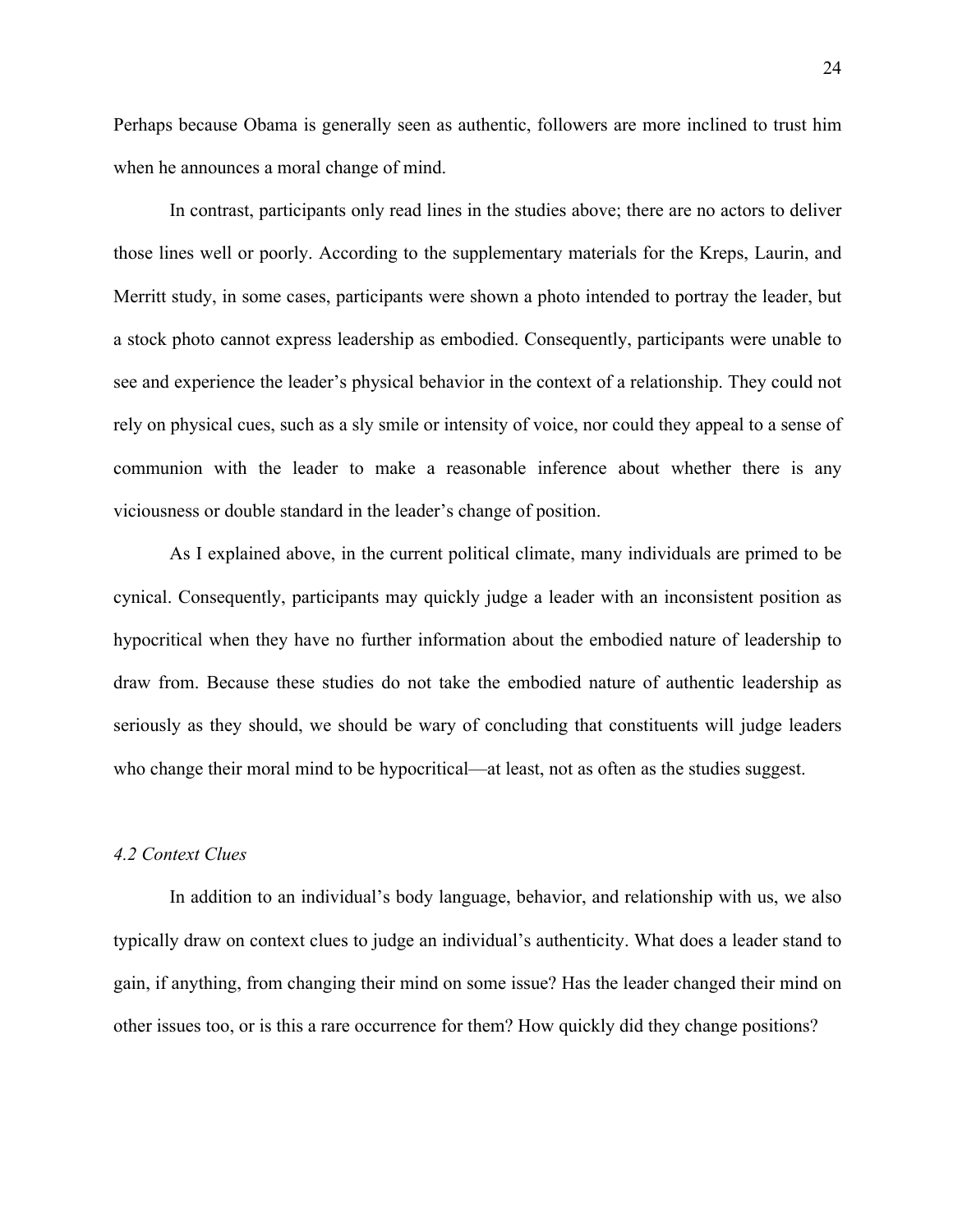Perhaps because Obama is generally seen as authentic, followers are more inclined to trust him when he announces a moral change of mind.

In contrast, participants only read lines in the studies above; there are no actors to deliver those lines well or poorly. According to the supplementary materials for the Kreps, Laurin, and Merritt study, in some cases, participants were shown a photo intended to portray the leader, but a stock photo cannot express leadership as embodied. Consequently, participants were unable to see and experience the leader's physical behavior in the context of a relationship. They could not rely on physical cues, such as a sly smile or intensity of voice, nor could they appeal to a sense of communion with the leader to make a reasonable inference about whether there is any viciousness or double standard in the leader's change of position.

As I explained above, in the current political climate, many individuals are primed to be cynical. Consequently, participants may quickly judge a leader with an inconsistent position as hypocritical when they have no further information about the embodied nature of leadership to draw from. Because these studies do not take the embodied nature of authentic leadership as seriously as they should, we should be wary of concluding that constituents will judge leaders who change their moral mind to be hypocritical—at least, not as often as the studies suggest.

### *4.2 Context Clues*

In addition to an individual's body language, behavior, and relationship with us, we also typically draw on context clues to judge an individual's authenticity. What does a leader stand to gain, if anything, from changing their mind on some issue? Has the leader changed their mind on other issues too, or is this a rare occurrence for them? How quickly did they change positions?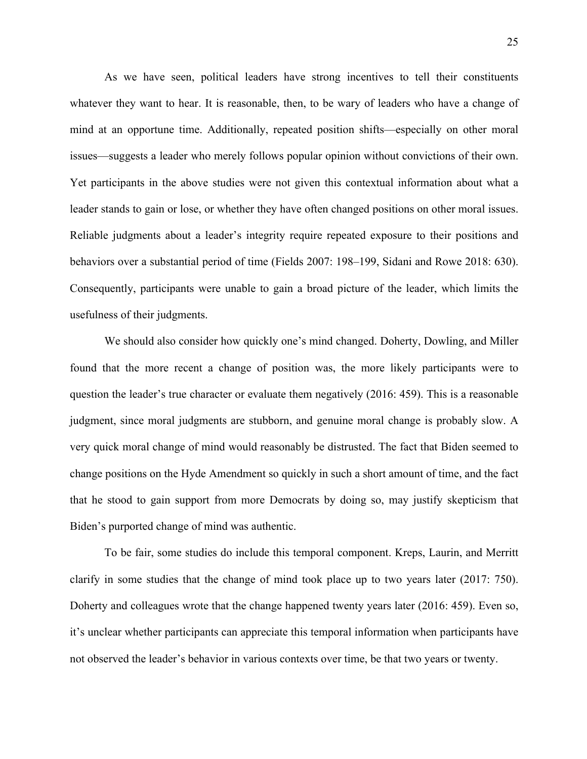As we have seen, political leaders have strong incentives to tell their constituents whatever they want to hear. It is reasonable, then, to be wary of leaders who have a change of mind at an opportune time. Additionally, repeated position shifts—especially on other moral issues—suggests a leader who merely follows popular opinion without convictions of their own. Yet participants in the above studies were not given this contextual information about what a leader stands to gain or lose, or whether they have often changed positions on other moral issues. Reliable judgments about a leader's integrity require repeated exposure to their positions and behaviors over a substantial period of time (Fields 2007: 198–199, Sidani and Rowe 2018: 630). Consequently, participants were unable to gain a broad picture of the leader, which limits the usefulness of their judgments.

We should also consider how quickly one's mind changed. Doherty, Dowling, and Miller found that the more recent a change of position was, the more likely participants were to question the leader's true character or evaluate them negatively (2016: 459). This is a reasonable judgment, since moral judgments are stubborn, and genuine moral change is probably slow. A very quick moral change of mind would reasonably be distrusted. The fact that Biden seemed to change positions on the Hyde Amendment so quickly in such a short amount of time, and the fact that he stood to gain support from more Democrats by doing so, may justify skepticism that Biden's purported change of mind was authentic.

To be fair, some studies do include this temporal component. Kreps, Laurin, and Merritt clarify in some studies that the change of mind took place up to two years later (2017: 750). Doherty and colleagues wrote that the change happened twenty years later (2016: 459). Even so, it's unclear whether participants can appreciate this temporal information when participants have not observed the leader's behavior in various contexts over time, be that two years or twenty.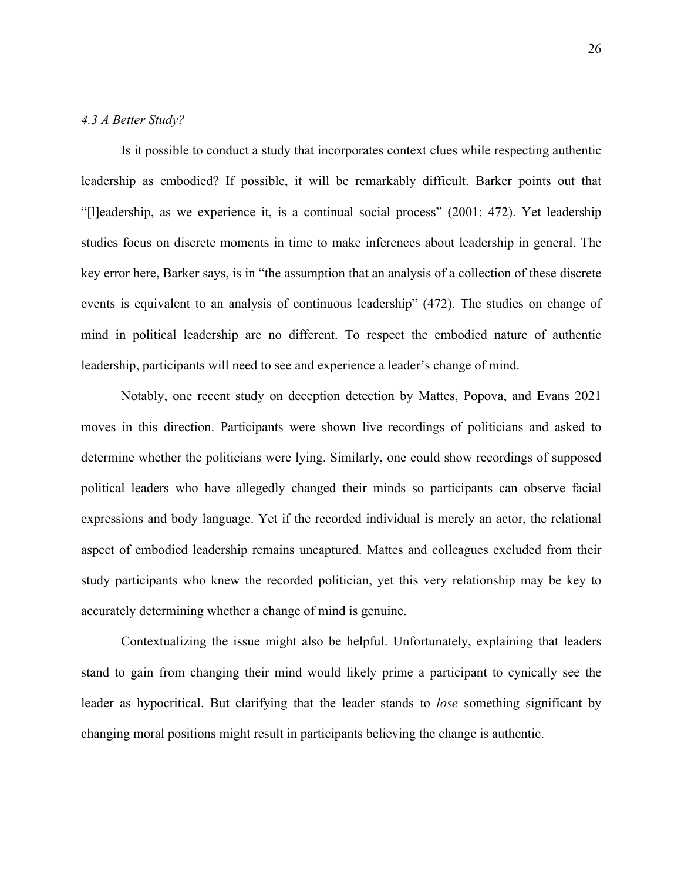*4.3 A Better Study?*

Is it possible to conduct a study that incorporates context clues while respecting authentic leadership as embodied? If possible, it will be remarkably difficult. Barker points out that "[l]eadership, as we experience it, is a continual social process" (2001: 472). Yet leadership studies focus on discrete moments in time to make inferences about leadership in general. The key error here, Barker says, is in "the assumption that an analysis of a collection of these discrete events is equivalent to an analysis of continuous leadership" (472). The studies on change of mind in political leadership are no different. To respect the embodied nature of authentic leadership, participants will need to see and experience a leader's change of mind.

Notably, one recent study on deception detection by Mattes, Popova, and Evans 2021 moves in this direction. Participants were shown live recordings of politicians and asked to determine whether the politicians were lying. Similarly, one could show recordings of supposed political leaders who have allegedly changed their minds so participants can observe facial expressions and body language. Yet if the recorded individual is merely an actor, the relational aspect of embodied leadership remains uncaptured. Mattes and colleagues excluded from their study participants who knew the recorded politician, yet this very relationship may be key to accurately determining whether a change of mind is genuine.

Contextualizing the issue might also be helpful. Unfortunately, explaining that leaders stand to gain from changing their mind would likely prime a participant to cynically see the leader as hypocritical. But clarifying that the leader stands to *lose* something significant by changing moral positions might result in participants believing the change is authentic.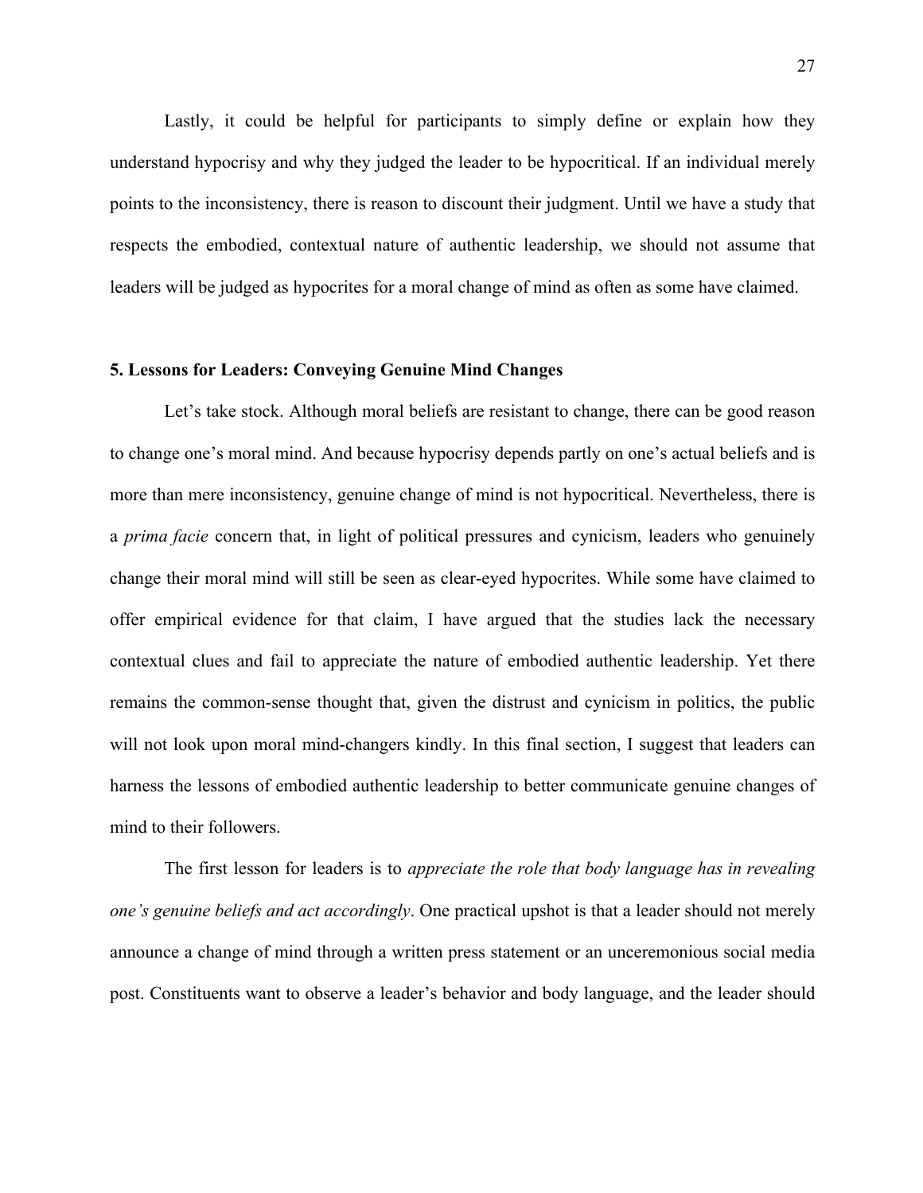Lastly, it could be helpful for participants to simply define or explain how they understand hypocrisy and why they judged the leader to be hypocritical. If an individual merely points to the inconsistency, there is reason to discount their judgment. Until we have a study that respects the embodied, contextual nature of authentic leadership, we should not assume that leaders will be judged as hypocrites for a moral change of mind as often as some have claimed.

## 5. Lessons for Leaders: Conveying Genuine Mind Changes

Let's take stock. Although moral beliefs are resistant to change, there can be good reason to change one's moral mind. And because hypocrisy depends partly on one's actual beliefs and is more than mere inconsistency, genuine change of mind is not hypocritical. Nevertheless, there is a *prima facie* concern that, in light of political pressures and cynicism, leaders who genuinely change their moral mind will still be seen as clear-eyed hypocrites. While some have claimed to offer empirical evidence for that claim, I have argued that the studies lack the necessary contextual clues and fail to appreciate the nature of embodied authentic leadership. Yet there remains the common-sense thought that, given the distrust and cynicism in politics, the public will not look upon moral mind-changers kindly. In this final section, I suggest that leaders can harness the lessons of embodied authentic leadership to better communicate genuine changes of mind to their followers.

The first lesson for leaders is to *appreciate the role that body language has in revealing one's genuine beliefs and act accordingly*. One practical upshot is that a leader should not merely announce a change of mind through a written press statement or an unceremonious social media post. Constituents want to observe a leader's behavior and body language, and the leader should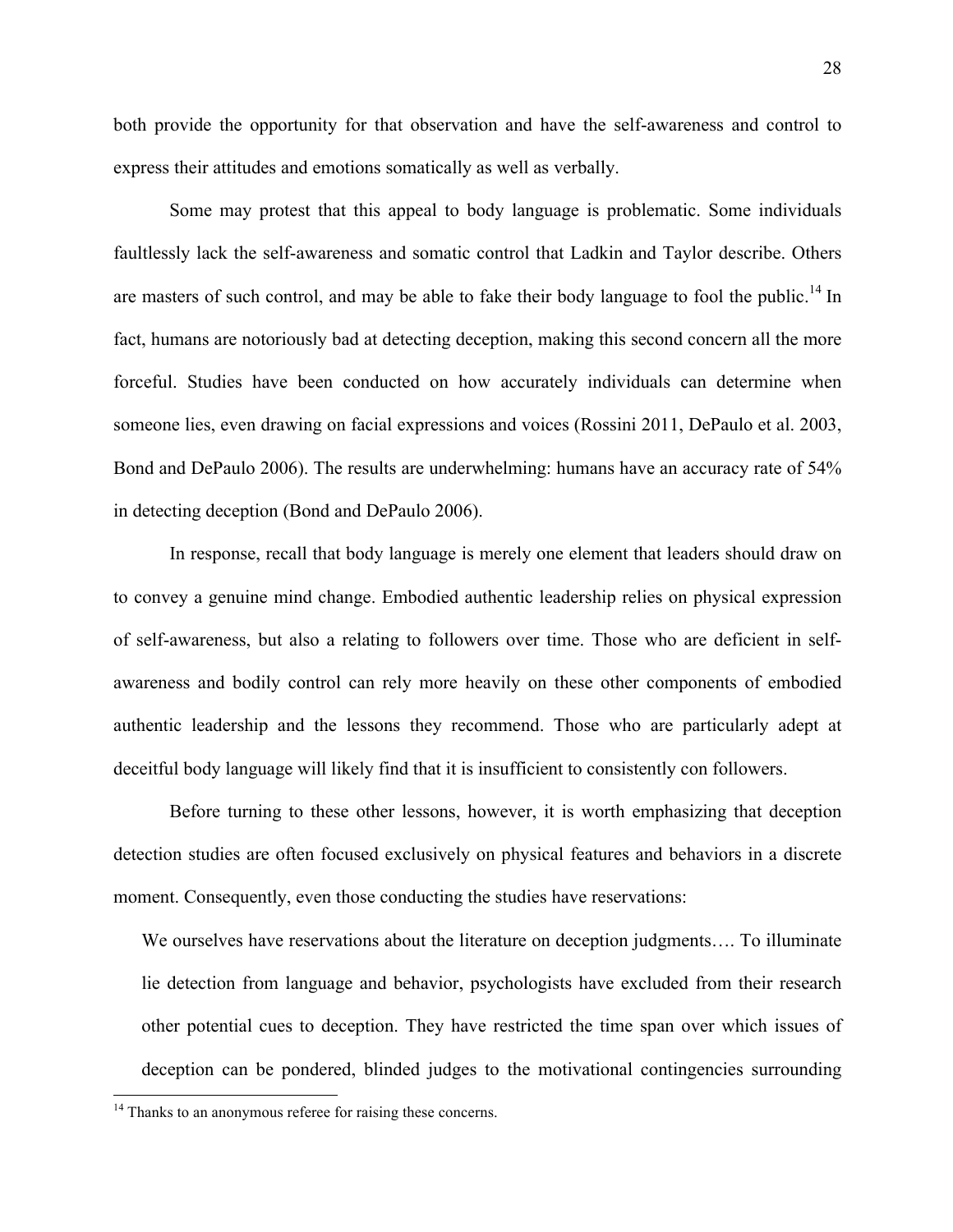both provide the opportunity for that observation and have the self-awareness and control to express their attitudes and emotions somatically as well as verbally.

Some may protest that this appeal to body language is problematic. Some individuals faultlessly lack the self-awareness and somatic control that Ladkin and Taylor describe. Others are masters of such control, and may be able to fake their body language to fool the public.[14] In fact, humans are notoriously bad at detecting deception, making this second concern all the more forceful. Studies have been conducted on how accurately individuals can determine when someone lies, even drawing on facial expressions and voices (Rossini 2011, DePaulo et al. 2003, Bond and DePaulo 2006). The results are underwhelming: humans have an accuracy rate of 54% in detecting deception (Bond and DePaulo 2006).

In response, recall that body language is merely one element that leaders should draw on to convey a genuine mind change. Embodied authentic leadership relies on physical expression of self-awareness, but also a relating to followers over time. Those who are deficient in self-awareness and bodily control can rely more heavily on these other components of embodied authentic leadership and the lessons they recommend. Those who are particularly adept at deceitful body language will likely find that it is insufficient to consistently con followers.

Before turning to these other lessons, however, it is worth emphasizing that deception detection studies are often focused exclusively on physical features and behaviors in a discrete moment. Consequently, even those conducting the studies have reservations:

> We ourselves have reservations about the literature on deception judgments…. To illuminate lie detection from language and behavior, psychologists have excluded from their research other potential cues to deception. They have restricted the time span over which issues of deception can be pondered, blinded judges to the motivational contingencies surrounding

[14] Thanks to an anonymous referee for raising these concerns.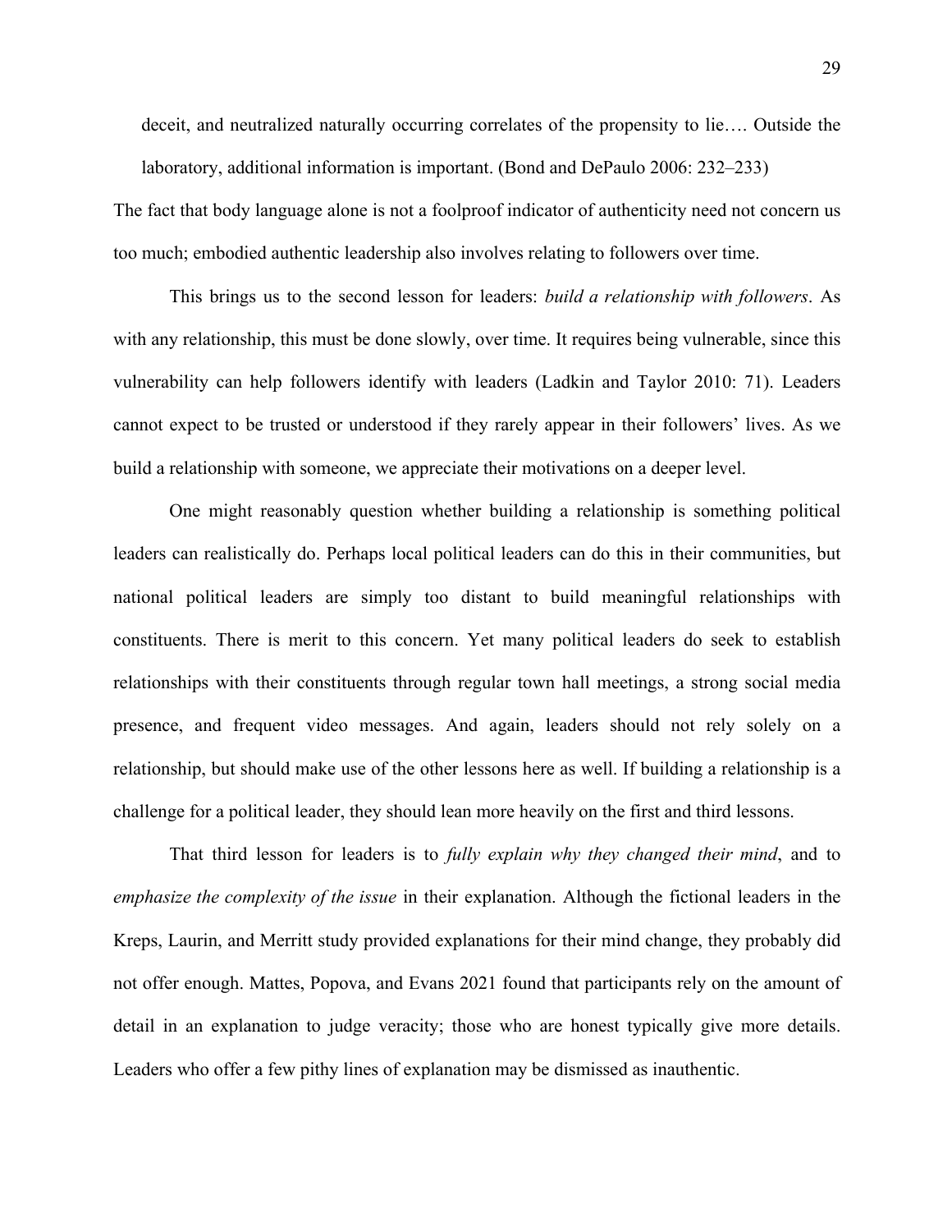> deceit, and neutralized naturally occurring correlates of the propensity to lie…. Outside the laboratory, additional information is important. (Bond and DePaulo 2006: 232–233)

The fact that body language alone is not a foolproof indicator of authenticity need not concern us too much; embodied authentic leadership also involves relating to followers over time.

This brings us to the second lesson for leaders: *build a relationship with followers*. As with any relationship, this must be done slowly, over time. It requires being vulnerable, since this vulnerability can help followers identify with leaders (Ladkin and Taylor 2010: 71). Leaders cannot expect to be trusted or understood if they rarely appear in their followers' lives. As we build a relationship with someone, we appreciate their motivations on a deeper level.

One might reasonably question whether building a relationship is something political leaders can realistically do. Perhaps local political leaders can do this in their communities, but national political leaders are simply too distant to build meaningful relationships with constituents. There is merit to this concern. Yet many political leaders do seek to establish relationships with their constituents through regular town hall meetings, a strong social media presence, and frequent video messages. And again, leaders should not rely solely on a relationship, but should make use of the other lessons here as well. If building a relationship is a challenge for a political leader, they should lean more heavily on the first and third lessons.

That third lesson for leaders is to *fully explain why they changed their mind*, and to *emphasize the complexity of the issue* in their explanation. Although the fictional leaders in the Kreps, Laurin, and Merritt study provided explanations for their mind change, they probably did not offer enough. Mattes, Popova, and Evans 2021 found that participants rely on the amount of detail in an explanation to judge veracity; those who are honest typically give more details. Leaders who offer a few pithy lines of explanation may be dismissed as inauthentic.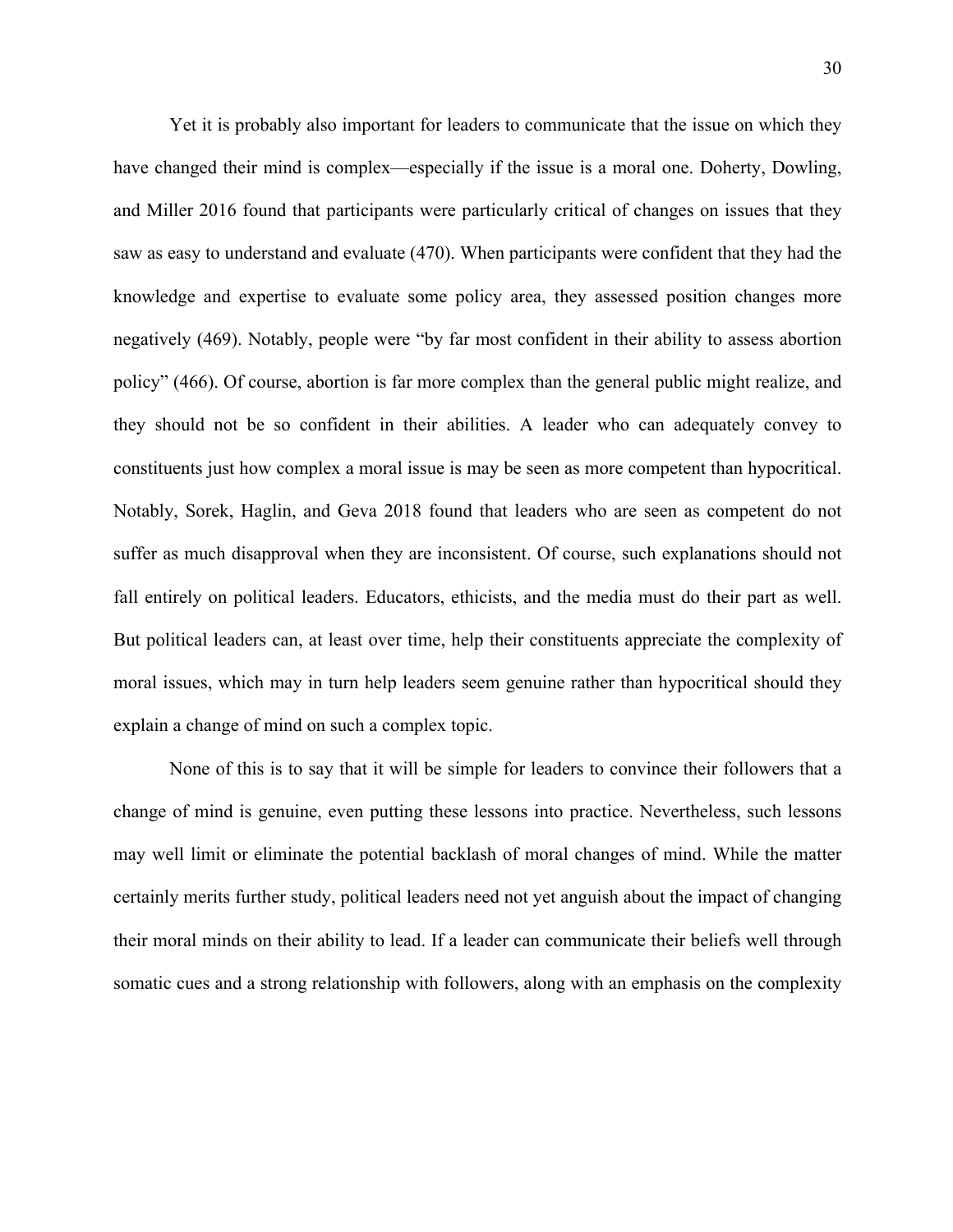Yet it is probably also important for leaders to communicate that the issue on which they have changed their mind is complex—especially if the issue is a moral one. Doherty, Dowling, and Miller 2016 found that participants were particularly critical of changes on issues that they saw as easy to understand and evaluate (470). When participants were confident that they had the knowledge and expertise to evaluate some policy area, they assessed position changes more negatively (469). Notably, people were "by far most confident in their ability to assess abortion policy" (466). Of course, abortion is far more complex than the general public might realize, and they should not be so confident in their abilities. A leader who can adequately convey to constituents just how complex a moral issue is may be seen as more competent than hypocritical. Notably, Sorek, Haglin, and Geva 2018 found that leaders who are seen as competent do not suffer as much disapproval when they are inconsistent. Of course, such explanations should not fall entirely on political leaders. Educators, ethicists, and the media must do their part as well. But political leaders can, at least over time, help their constituents appreciate the complexity of moral issues, which may in turn help leaders seem genuine rather than hypocritical should they explain a change of mind on such a complex topic.

None of this is to say that it will be simple for leaders to convince their followers that a change of mind is genuine, even putting these lessons into practice. Nevertheless, such lessons may well limit or eliminate the potential backlash of moral changes of mind. While the matter certainly merits further study, political leaders need not yet anguish about the impact of changing their moral minds on their ability to lead. If a leader can communicate their beliefs well through somatic cues and a strong relationship with followers, along with an emphasis on the complexity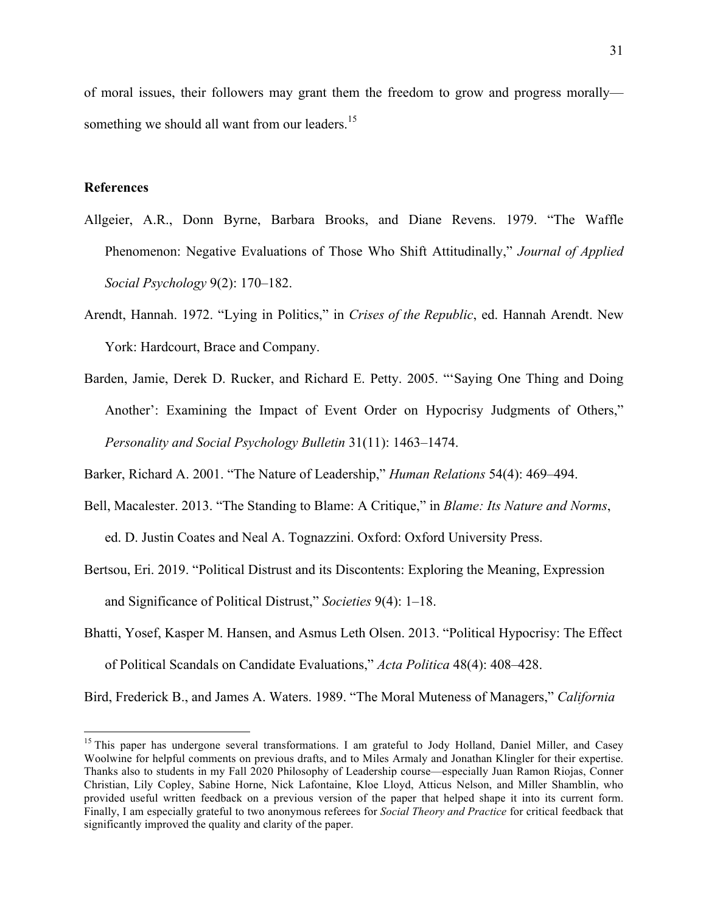of moral issues, their followers may grant them the freedom to grow and progress morally—something we should all want from our leaders.[15]

**References**

Allgeier, A.R., Donn Byrne, Barbara Brooks, and Diane Revens. 1979. "The Waffle Phenomenon: Negative Evaluations of Those Who Shift Attitudinally," *Journal of Applied Social Psychology* 9(2): 170–182.

Arendt, Hannah. 1972. "Lying in Politics," in *Crises of the Republic*, ed. Hannah Arendt. New York: Hardcourt, Brace and Company.

Barden, Jamie, Derek D. Rucker, and Richard E. Petty. 2005. "'Saying One Thing and Doing Another': Examining the Impact of Event Order on Hypocrisy Judgments of Others," *Personality and Social Psychology Bulletin* 31(11): 1463–1474.

Barker, Richard A. 2001. "The Nature of Leadership," *Human Relations* 54(4): 469–494.

Bell, Macalester. 2013. "The Standing to Blame: A Critique," in *Blame: Its Nature and Norms*, ed. D. Justin Coates and Neal A. Tognazzini. Oxford: Oxford University Press.

Bertsou, Eri. 2019. "Political Distrust and its Discontents: Exploring the Meaning, Expression and Significance of Political Distrust," *Societies* 9(4): 1–18.

Bhatti, Yosef, Kasper M. Hansen, and Asmus Leth Olsen. 2013. "Political Hypocrisy: The Effect of Political Scandals on Candidate Evaluations," *Acta Politica* 48(4): 408–428.

Bird, Frederick B., and James A. Waters. 1989. "The Moral Muteness of Managers," *California*

[15] This paper has undergone several transformations. I am grateful to Jody Holland, Daniel Miller, and Casey Woolwine for helpful comments on previous drafts, and to Miles Armaly and Jonathan Klingler for their expertise. Thanks also to students in my Fall 2020 Philosophy of Leadership course—especially Juan Ramon Riojas, Conner Christian, Lily Copley, Sabine Horne, Nick Lafontaine, Kloe Lloyd, Atticus Nelson, and Miller Shamblin, who provided useful written feedback on a previous version of the paper that helped shape it into its current form. Finally, I am especially grateful to two anonymous referees for *Social Theory and Practice* for critical feedback that significantly improved the quality and clarity of the paper.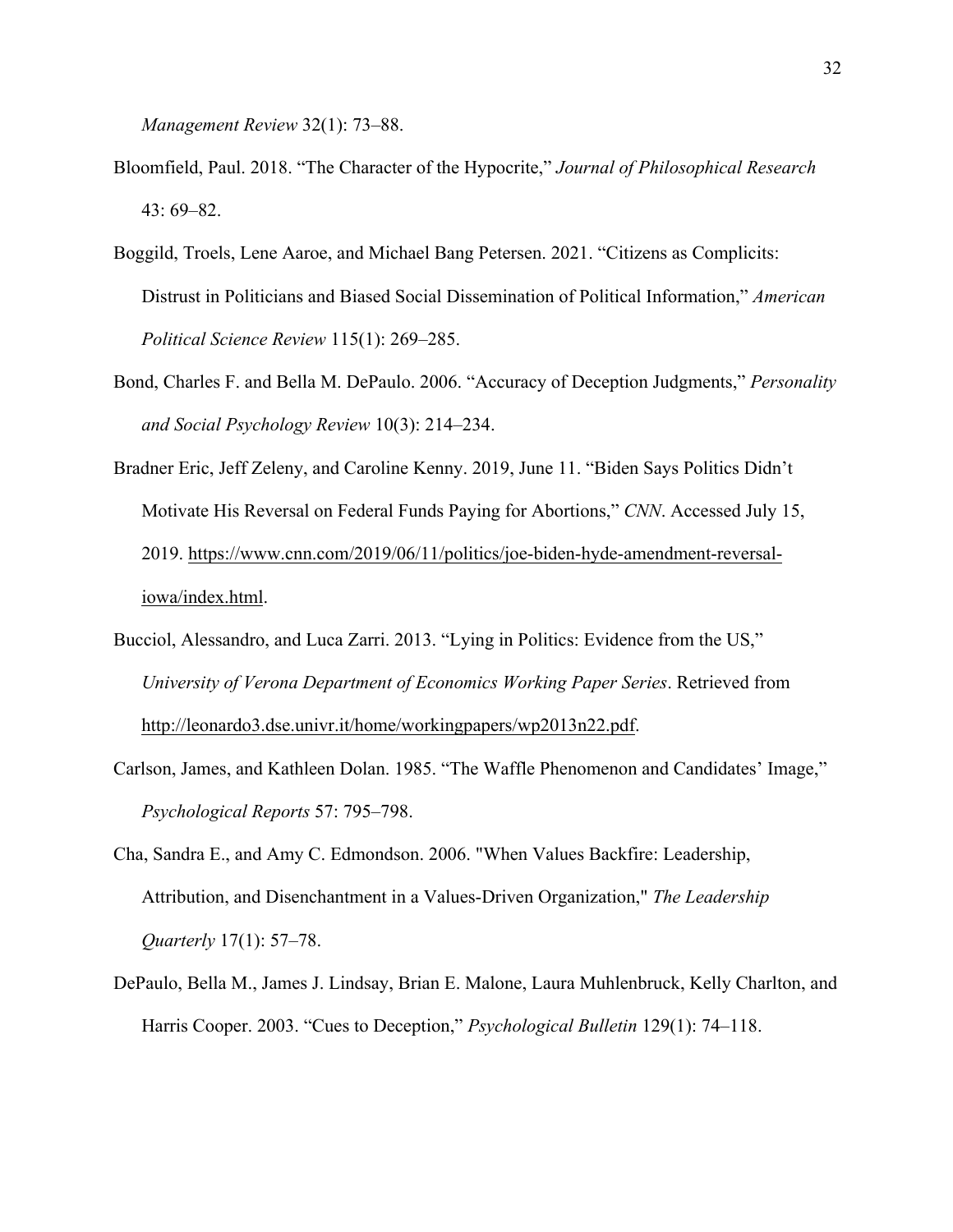*Management Review* 32(1): 73–88.

Bloomfield, Paul. 2018. “The Character of the Hypocrite,” *Journal of Philosophical Research* 43: 69–82.

Boggild, Troels, Lene Aaroe, and Michael Bang Petersen. 2021. “Citizens as Complicits: Distrust in Politicians and Biased Social Dissemination of Political Information,” *American Political Science Review* 115(1): 269–285.

Bond, Charles F. and Bella M. DePaulo. 2006. “Accuracy of Deception Judgments,” *Personality and Social Psychology Review* 10(3): 214–234.

Bradner Eric, Jeff Zeleny, and Caroline Kenny. 2019, June 11. “Biden Says Politics Didn’t Motivate His Reversal on Federal Funds Paying for Abortions,” *CNN*. Accessed July 15, 2019. https://www.cnn.com/2019/06/11/politics/joe-biden-hyde-amendment-reversal-iowa/index.html.

Bucciol, Alessandro, and Luca Zarri. 2013. “Lying in Politics: Evidence from the US,” *University of Verona Department of Economics Working Paper Series*. Retrieved from http://leonardo3.dse.univr.it/home/workingpapers/wp2013n22.pdf.

Carlson, James, and Kathleen Dolan. 1985. “The Waffle Phenomenon and Candidates’ Image,” *Psychological Reports* 57: 795–798.

Cha, Sandra E., and Amy C. Edmondson. 2006. "When Values Backfire: Leadership, Attribution, and Disenchantment in a Values-Driven Organization," *The Leadership Quarterly* 17(1): 57–78.

DePaulo, Bella M., James J. Lindsay, Brian E. Malone, Laura Muhlenbruck, Kelly Charlton, and Harris Cooper. 2003. “Cues to Deception,” *Psychological Bulletin* 129(1): 74–118.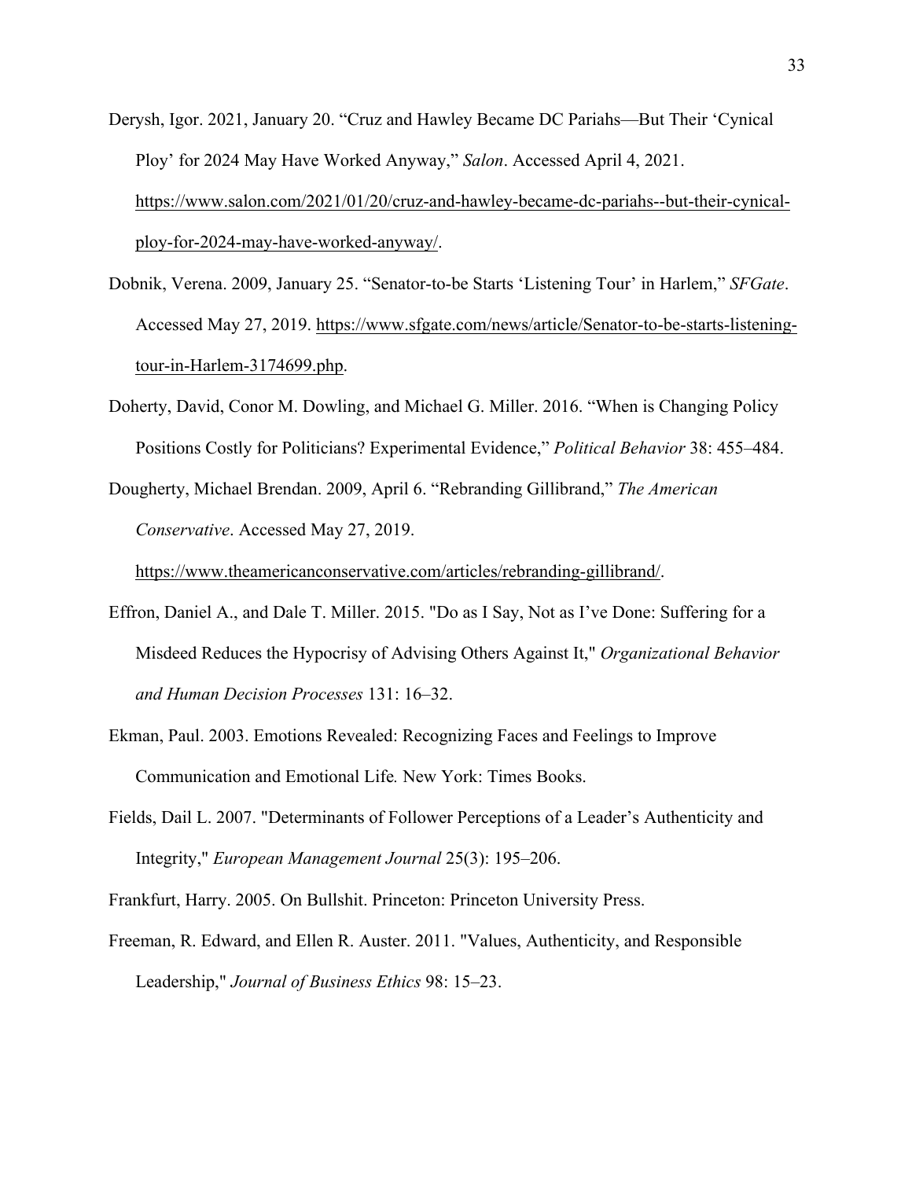Derysh, Igor. 2021, January 20. “Cruz and Hawley Became DC Pariahs—But Their ‘Cynical Ploy’ for 2024 May Have Worked Anyway,” *Salon*. Accessed April 4, 2021. https://www.salon.com/2021/01/20/cruz-and-hawley-became-dc-pariahs--but-their-cynical-ploy-for-2024-may-have-worked-anyway/.

Dobnik, Verena. 2009, January 25. “Senator-to-be Starts ‘Listening Tour’ in Harlem,” *SFGate*. Accessed May 27, 2019. https://www.sfgate.com/news/article/Senator-to-be-starts-listening-tour-in-Harlem-3174699.php.

Doherty, David, Conor M. Dowling, and Michael G. Miller. 2016. “When is Changing Policy Positions Costly for Politicians? Experimental Evidence,” *Political Behavior* 38: 455–484.

Dougherty, Michael Brendan. 2009, April 6. “Rebranding Gillibrand,” *The American Conservative*. Accessed May 27, 2019. https://www.theamericanconservative.com/articles/rebranding-gillibrand/.

Effron, Daniel A., and Dale T. Miller. 2015. "Do as I Say, Not as I’ve Done: Suffering for a Misdeed Reduces the Hypocrisy of Advising Others Against It," *Organizational Behavior and Human Decision Processes* 131: 16–32.

Ekman, Paul. 2003. Emotions Revealed: Recognizing Faces and Feelings to Improve Communication and Emotional Life*.* New York: Times Books.

Fields, Dail L. 2007. "Determinants of Follower Perceptions of a Leader’s Authenticity and Integrity," *European Management Journal* 25(3): 195–206.

Frankfurt, Harry. 2005. On Bullshit. Princeton: Princeton University Press.

Freeman, R. Edward, and Ellen R. Auster. 2011. "Values, Authenticity, and Responsible Leadership," *Journal of Business Ethics* 98: 15–23.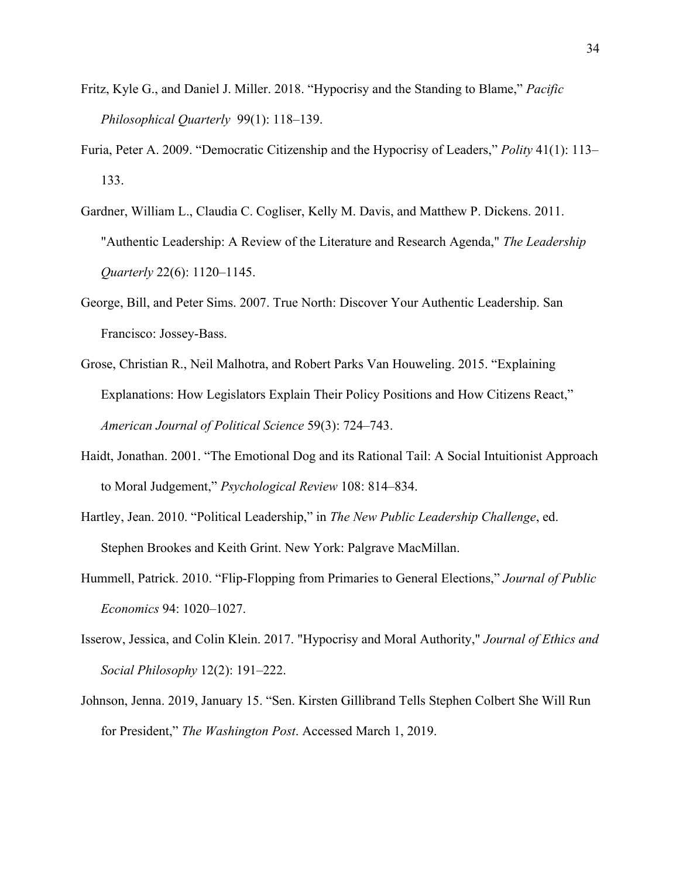Fritz, Kyle G., and Daniel J. Miller. 2018. “Hypocrisy and the Standing to Blame,” *Pacific Philosophical Quarterly* 99(1): 118–139.

Furia, Peter A. 2009. “Democratic Citizenship and the Hypocrisy of Leaders,” *Polity* 41(1): 113–133.

Gardner, William L., Claudia C. Cogliser, Kelly M. Davis, and Matthew P. Dickens. 2011. "Authentic Leadership: A Review of the Literature and Research Agenda," *The Leadership Quarterly* 22(6): 1120–1145.

George, Bill, and Peter Sims. 2007. True North: Discover Your Authentic Leadership. San Francisco: Jossey-Bass.

Grose, Christian R., Neil Malhotra, and Robert Parks Van Houweling. 2015. “Explaining Explanations: How Legislators Explain Their Policy Positions and How Citizens React,” *American Journal of Political Science* 59(3): 724–743.

Haidt, Jonathan. 2001. “The Emotional Dog and its Rational Tail: A Social Intuitionist Approach to Moral Judgement,” *Psychological Review* 108: 814–834.

Hartley, Jean. 2010. “Political Leadership,” in *The New Public Leadership Challenge*, ed. Stephen Brookes and Keith Grint. New York: Palgrave MacMillan.

Hummell, Patrick. 2010. “Flip-Flopping from Primaries to General Elections,” *Journal of Public Economics* 94: 1020–1027.

Isserow, Jessica, and Colin Klein. 2017. "Hypocrisy and Moral Authority," *Journal of Ethics and Social Philosophy* 12(2): 191–222.

Johnson, Jenna. 2019, January 15. “Sen. Kirsten Gillibrand Tells Stephen Colbert She Will Run for President,” *The Washington Post*. Accessed March 1, 2019.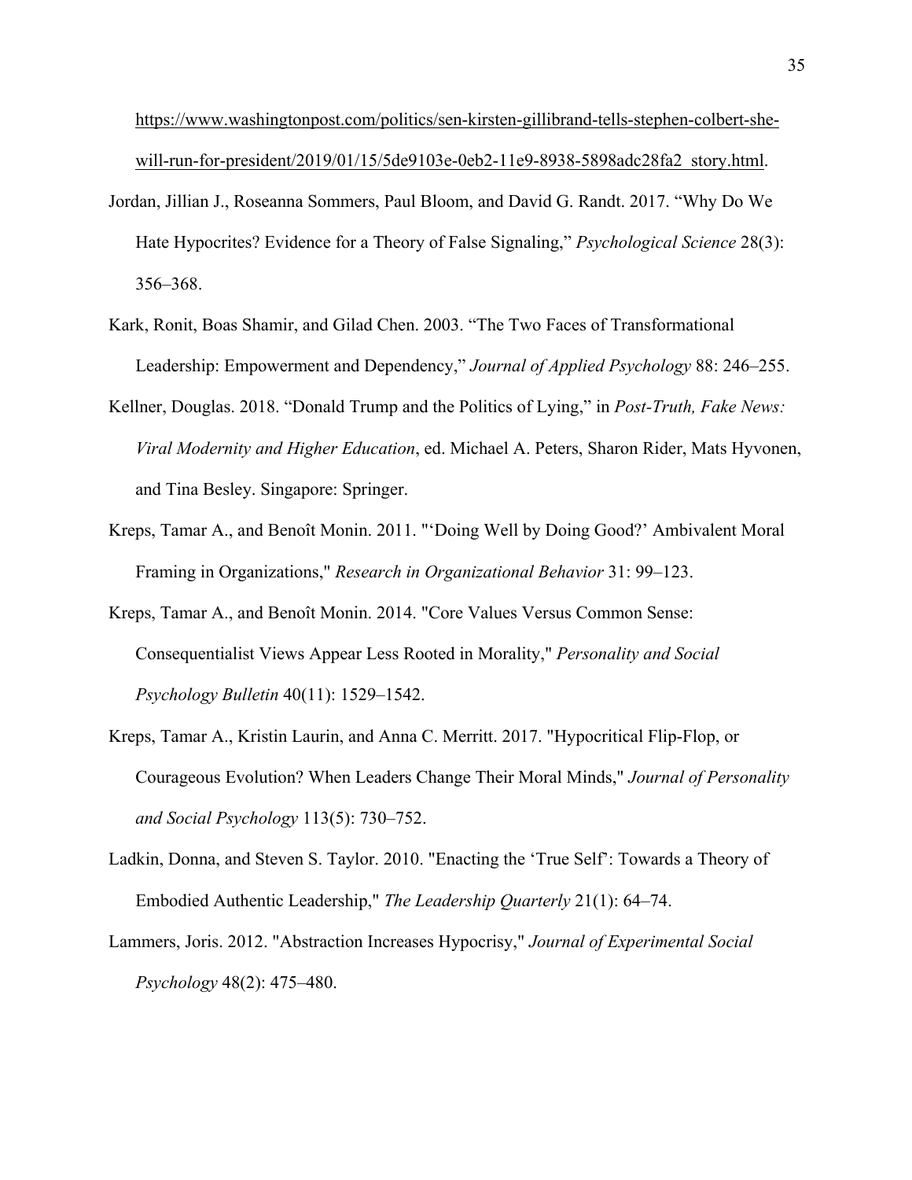https://www.washingtonpost.com/politics/sen-kirsten-gillibrand-tells-stephen-colbert-she-will-run-for-president/2019/01/15/5de9103e-0eb2-11e9-8938-5898adc28fa2_story.html.

Jordan, Jillian J., Roseanna Sommers, Paul Bloom, and David G. Randt. 2017. "Why Do We Hate Hypocrites? Evidence for a Theory of False Signaling," *Psychological Science* 28(3): 356–368.

Kark, Ronit, Boas Shamir, and Gilad Chen. 2003. "The Two Faces of Transformational Leadership: Empowerment and Dependency," *Journal of Applied Psychology* 88: 246–255.

Kellner, Douglas. 2018. "Donald Trump and the Politics of Lying," in *Post-Truth, Fake News: Viral Modernity and Higher Education*, ed. Michael A. Peters, Sharon Rider, Mats Hyvonen, and Tina Besley. Singapore: Springer.

Kreps, Tamar A., and Benoît Monin. 2011. "'Doing Well by Doing Good?' Ambivalent Moral Framing in Organizations," *Research in Organizational Behavior* 31: 99–123.

Kreps, Tamar A., and Benoît Monin. 2014. "Core Values Versus Common Sense: Consequentialist Views Appear Less Rooted in Morality," *Personality and Social Psychology Bulletin* 40(11): 1529–1542.

Kreps, Tamar A., Kristin Laurin, and Anna C. Merritt. 2017. "Hypocritical Flip-Flop, or Courageous Evolution? When Leaders Change Their Moral Minds," *Journal of Personality and Social Psychology* 113(5): 730–752.

Ladkin, Donna, and Steven S. Taylor. 2010. "Enacting the 'True Self': Towards a Theory of Embodied Authentic Leadership," *The Leadership Quarterly* 21(1): 64–74.

Lammers, Joris. 2012. "Abstraction Increases Hypocrisy," *Journal of Experimental Social Psychology* 48(2): 475–480.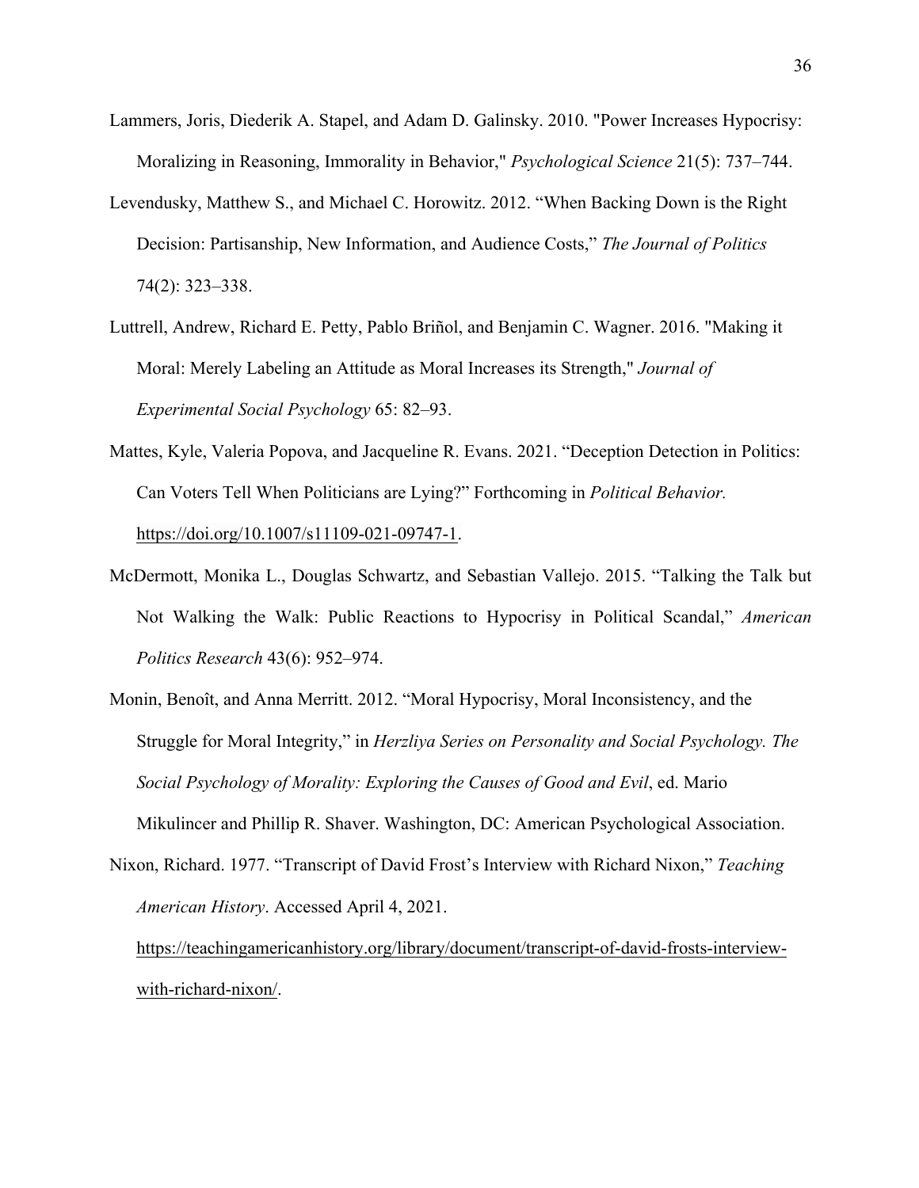Lammers, Joris, Diederik A. Stapel, and Adam D. Galinsky. 2010. "Power Increases Hypocrisy: Moralizing in Reasoning, Immorality in Behavior," *Psychological Science* 21(5): 737–744.

Levendusky, Matthew S., and Michael C. Horowitz. 2012. "When Backing Down is the Right Decision: Partisanship, New Information, and Audience Costs," *The Journal of Politics* 74(2): 323–338.

Luttrell, Andrew, Richard E. Petty, Pablo Briñol, and Benjamin C. Wagner. 2016. "Making it Moral: Merely Labeling an Attitude as Moral Increases its Strength," *Journal of Experimental Social Psychology* 65: 82–93.

Mattes, Kyle, Valeria Popova, and Jacqueline R. Evans. 2021. "Deception Detection in Politics: Can Voters Tell When Politicians are Lying?" Forthcoming in *Political Behavior.* https://doi.org/10.1007/s11109-021-09747-1.

McDermott, Monika L., Douglas Schwartz, and Sebastian Vallejo. 2015. "Talking the Talk but Not Walking the Walk: Public Reactions to Hypocrisy in Political Scandal," *American Politics Research* 43(6): 952–974.

Monin, Benoît, and Anna Merritt. 2012. "Moral Hypocrisy, Moral Inconsistency, and the Struggle for Moral Integrity," in *Herzliya Series on Personality and Social Psychology. The Social Psychology of Morality: Exploring the Causes of Good and Evil*, ed. Mario Mikulincer and Phillip R. Shaver. Washington, DC: American Psychological Association.

Nixon, Richard. 1977. "Transcript of David Frost's Interview with Richard Nixon," *Teaching American History*. Accessed April 4, 2021. https://teachingamericanhistory.org/library/document/transcript-of-david-frosts-interview-with-richard-nixon/.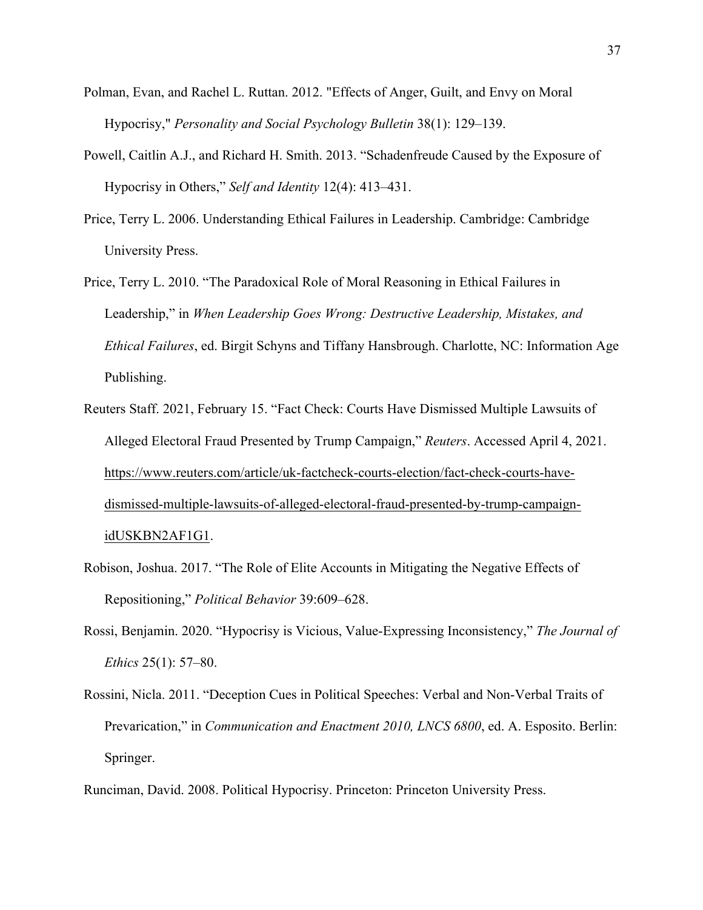Polman, Evan, and Rachel L. Ruttan. 2012. "Effects of Anger, Guilt, and Envy on Moral Hypocrisy," *Personality and Social Psychology Bulletin* 38(1): 129–139.

Powell, Caitlin A.J., and Richard H. Smith. 2013. "Schadenfreude Caused by the Exposure of Hypocrisy in Others," *Self and Identity* 12(4): 413–431.

Price, Terry L. 2006. Understanding Ethical Failures in Leadership. Cambridge: Cambridge University Press.

Price, Terry L. 2010. "The Paradoxical Role of Moral Reasoning in Ethical Failures in Leadership," in *When Leadership Goes Wrong: Destructive Leadership, Mistakes, and Ethical Failures*, ed. Birgit Schyns and Tiffany Hansbrough. Charlotte, NC: Information Age Publishing.

Reuters Staff. 2021, February 15. "Fact Check: Courts Have Dismissed Multiple Lawsuits of Alleged Electoral Fraud Presented by Trump Campaign," *Reuters*. Accessed April 4, 2021. https://www.reuters.com/article/uk-factcheck-courts-election/fact-check-courts-have-dismissed-multiple-lawsuits-of-alleged-electoral-fraud-presented-by-trump-campaign-idUSKBN2AF1G1.

Robison, Joshua. 2017. "The Role of Elite Accounts in Mitigating the Negative Effects of Repositioning," *Political Behavior* 39:609–628.

Rossi, Benjamin. 2020. "Hypocrisy is Vicious, Value-Expressing Inconsistency," *The Journal of Ethics* 25(1): 57–80.

Rossini, Nicla. 2011. "Deception Cues in Political Speeches: Verbal and Non-Verbal Traits of Prevarication," in *Communication and Enactment 2010, LNCS 6800*, ed. A. Esposito. Berlin: Springer.

Runciman, David. 2008. Political Hypocrisy. Princeton: Princeton University Press.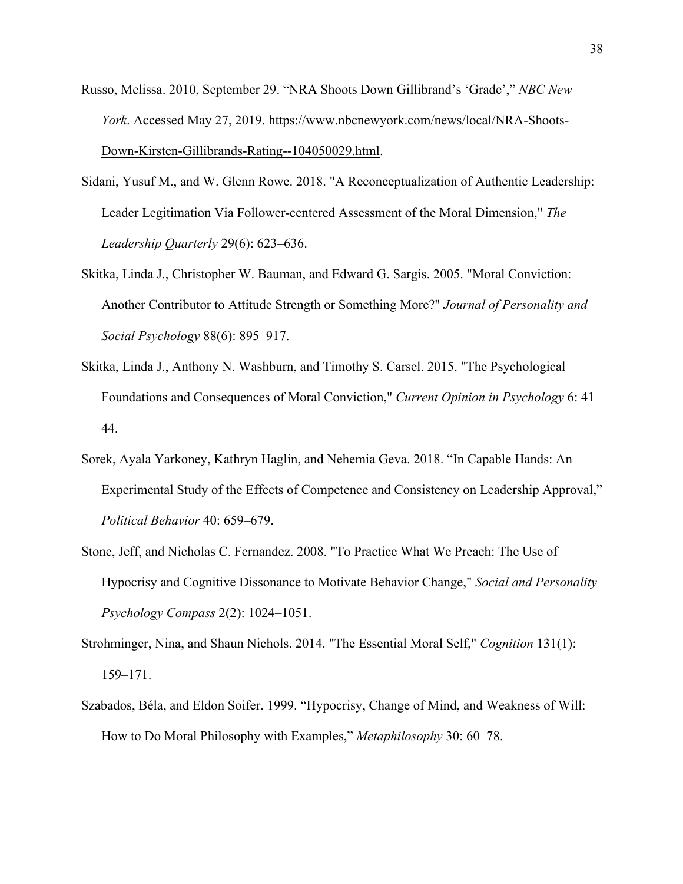Russo, Melissa. 2010, September 29. "NRA Shoots Down Gillibrand's 'Grade'," *NBC New York*. Accessed May 27, 2019. https://www.nbcnewyork.com/news/local/NRA-Shoots-Down-Kirsten-Gillibrands-Rating--104050029.html.

Sidani, Yusuf M., and W. Glenn Rowe. 2018. "A Reconceptualization of Authentic Leadership: Leader Legitimation Via Follower-centered Assessment of the Moral Dimension," *The Leadership Quarterly* 29(6): 623–636.

Skitka, Linda J., Christopher W. Bauman, and Edward G. Sargis. 2005. "Moral Conviction: Another Contributor to Attitude Strength or Something More?" *Journal of Personality and Social Psychology* 88(6): 895–917.

Skitka, Linda J., Anthony N. Washburn, and Timothy S. Carsel. 2015. "The Psychological Foundations and Consequences of Moral Conviction," *Current Opinion in Psychology* 6: 41–44.

Sorek, Ayala Yarkoney, Kathryn Haglin, and Nehemia Geva. 2018. "In Capable Hands: An Experimental Study of the Effects of Competence and Consistency on Leadership Approval," *Political Behavior* 40: 659–679.

Stone, Jeff, and Nicholas C. Fernandez. 2008. "To Practice What We Preach: The Use of Hypocrisy and Cognitive Dissonance to Motivate Behavior Change," *Social and Personality Psychology Compass* 2(2): 1024–1051.

Strohminger, Nina, and Shaun Nichols. 2014. "The Essential Moral Self," *Cognition* 131(1): 159–171.

Szabados, Béla, and Eldon Soifer. 1999. "Hypocrisy, Change of Mind, and Weakness of Will: How to Do Moral Philosophy with Examples," *Metaphilosophy* 30: 60–78.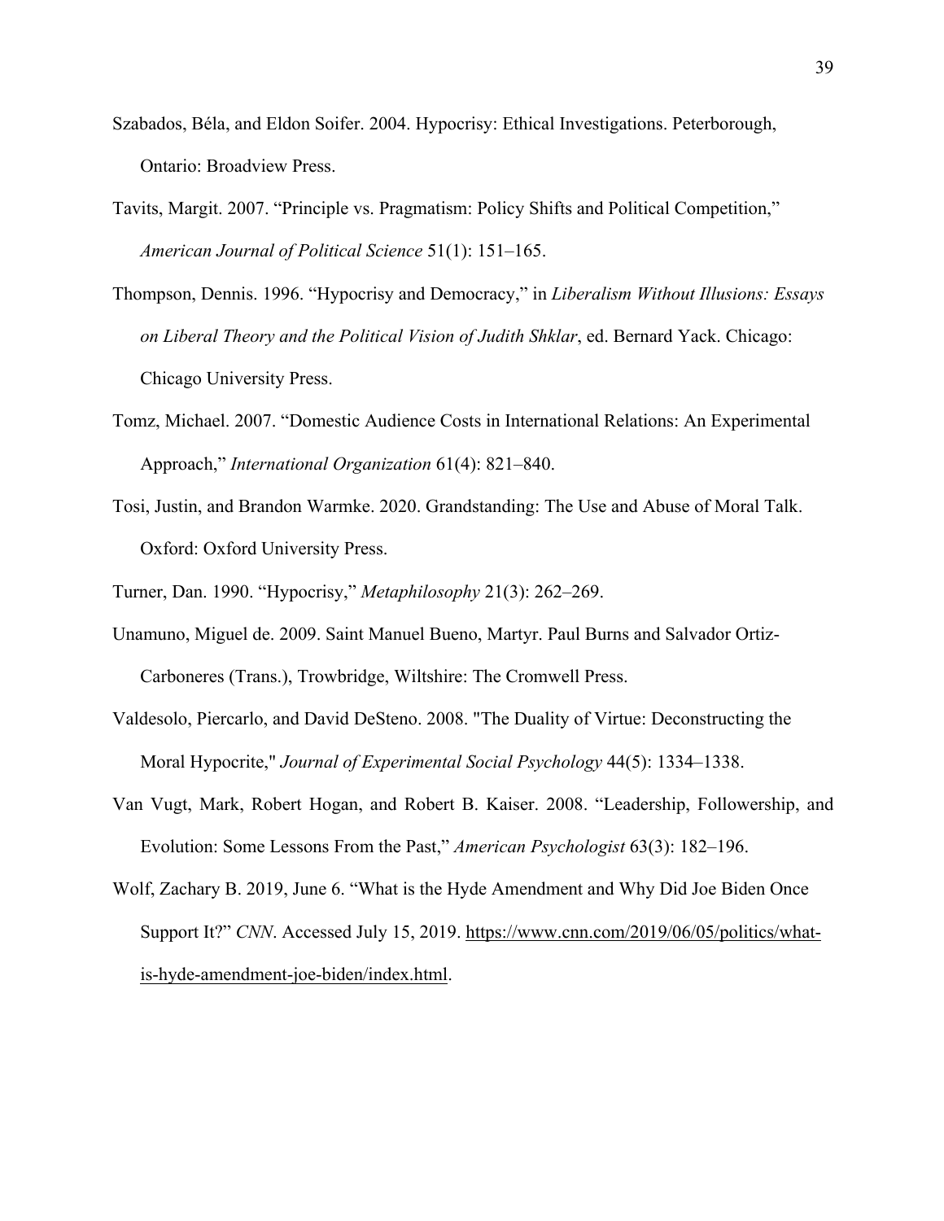Szabados, Béla, and Eldon Soifer. 2004. Hypocrisy: Ethical Investigations. Peterborough, Ontario: Broadview Press.

Tavits, Margit. 2007. "Principle vs. Pragmatism: Policy Shifts and Political Competition," *American Journal of Political Science* 51(1): 151–165.

Thompson, Dennis. 1996. "Hypocrisy and Democracy," in *Liberalism Without Illusions: Essays on Liberal Theory and the Political Vision of Judith Shklar*, ed. Bernard Yack. Chicago: Chicago University Press.

Tomz, Michael. 2007. "Domestic Audience Costs in International Relations: An Experimental Approach," *International Organization* 61(4): 821–840.

Tosi, Justin, and Brandon Warmke. 2020. Grandstanding: The Use and Abuse of Moral Talk. Oxford: Oxford University Press.

Turner, Dan. 1990. "Hypocrisy," *Metaphilosophy* 21(3): 262–269.

Unamuno, Miguel de. 2009. Saint Manuel Bueno, Martyr. Paul Burns and Salvador Ortiz-Carboneres (Trans.), Trowbridge, Wiltshire: The Cromwell Press.

Valdesolo, Piercarlo, and David DeSteno. 2008. "The Duality of Virtue: Deconstructing the Moral Hypocrite," *Journal of Experimental Social Psychology* 44(5): 1334–1338.

Van Vugt, Mark, Robert Hogan, and Robert B. Kaiser. 2008. "Leadership, Followership, and Evolution: Some Lessons From the Past," *American Psychologist* 63(3): 182–196.

Wolf, Zachary B. 2019, June 6. "What is the Hyde Amendment and Why Did Joe Biden Once Support It?" *CNN*. Accessed July 15, 2019. https://www.cnn.com/2019/06/05/politics/what-is-hyde-amendment-joe-biden/index.html.